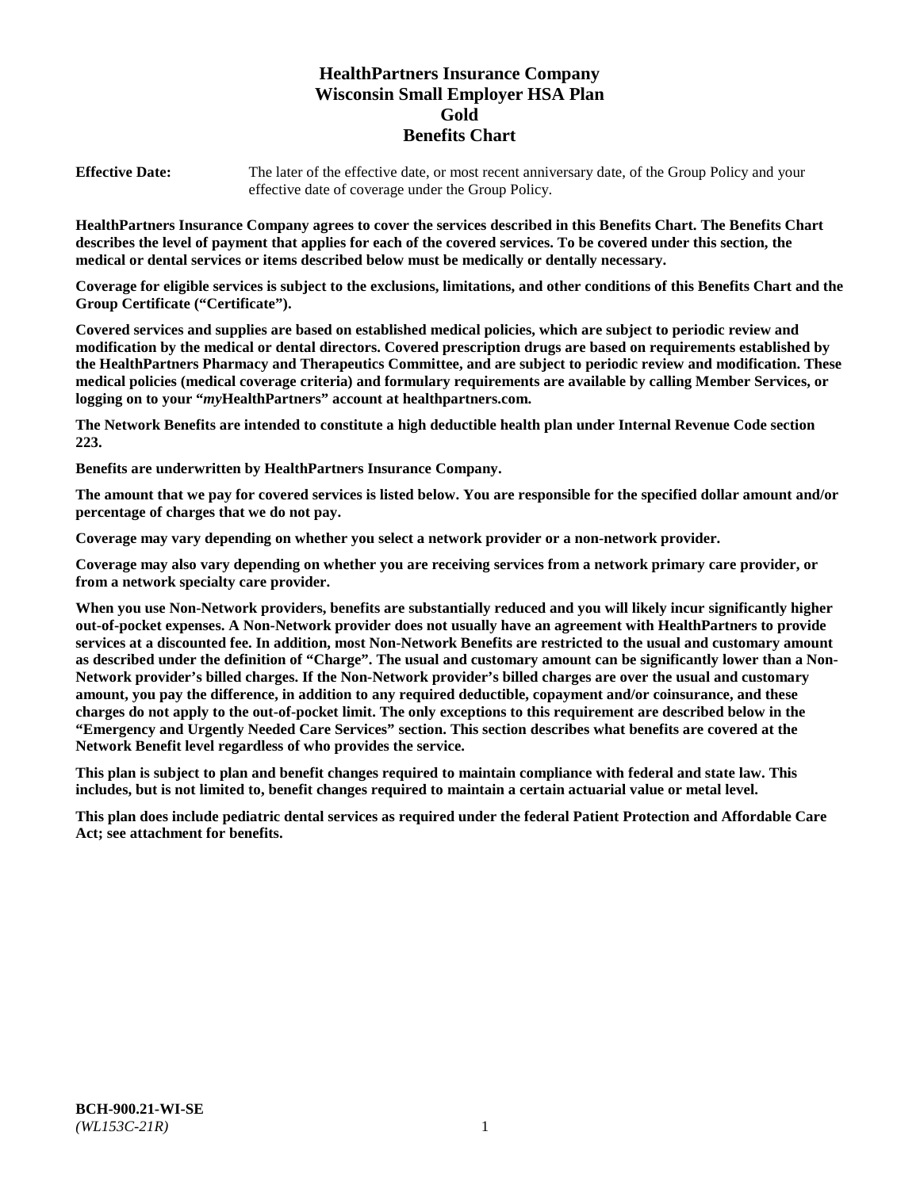# HealthPartners Insurance Company
# Wisconsin Small Employer HSA Plan
# Gold
# Benefits Chart

**Effective Date:** The later of the effective date, or most recent anniversary date, of the Group Policy and your effective date of coverage under the Group Policy.

**HealthPartners Insurance Company agrees to cover the services described in this Benefits Chart. The Benefits Chart describes the level of payment that applies for each of the covered services. To be covered under this section, the medical or dental services or items described below must be medically or dentally necessary.**

**Coverage for eligible services is subject to the exclusions, limitations, and other conditions of this Benefits Chart and the Group Certificate ("Certificate").**

**Covered services and supplies are based on established medical policies, which are subject to periodic review and modification by the medical or dental directors. Covered prescription drugs are based on requirements established by the HealthPartners Pharmacy and Therapeutics Committee, and are subject to periodic review and modification. These medical policies (medical coverage criteria) and formulary requirements are available by calling Member Services, or logging on to your "*my*HealthPartners" account at healthpartners.com.**

**The Network Benefits are intended to constitute a high deductible health plan under Internal Revenue Code section 223.**

**Benefits are underwritten by HealthPartners Insurance Company.**

**The amount that we pay for covered services is listed below. You are responsible for the specified dollar amount and/or percentage of charges that we do not pay.**

**Coverage may vary depending on whether you select a network provider or a non-network provider.**

**Coverage may also vary depending on whether you are receiving services from a network primary care provider, or from a network specialty care provider.**

**When you use Non-Network providers, benefits are substantially reduced and you will likely incur significantly higher out-of-pocket expenses. A Non-Network provider does not usually have an agreement with HealthPartners to provide services at a discounted fee. In addition, most Non-Network Benefits are restricted to the usual and customary amount as described under the definition of "Charge". The usual and customary amount can be significantly lower than a Non-Network provider's billed charges. If the Non-Network provider's billed charges are over the usual and customary amount, you pay the difference, in addition to any required deductible, copayment and/or coinsurance, and these charges do not apply to the out-of-pocket limit. The only exceptions to this requirement are described below in the "Emergency and Urgently Needed Care Services" section. This section describes what benefits are covered at the Network Benefit level regardless of who provides the service.**

**This plan is subject to plan and benefit changes required to maintain compliance with federal and state law. This includes, but is not limited to, benefit changes required to maintain a certain actuarial value or metal level.**

**This plan does include pediatric dental services as required under the federal Patient Protection and Affordable Care Act; see attachment for benefits.**

**BCH-900.21-WI-SE**
*(WL153C-21R)*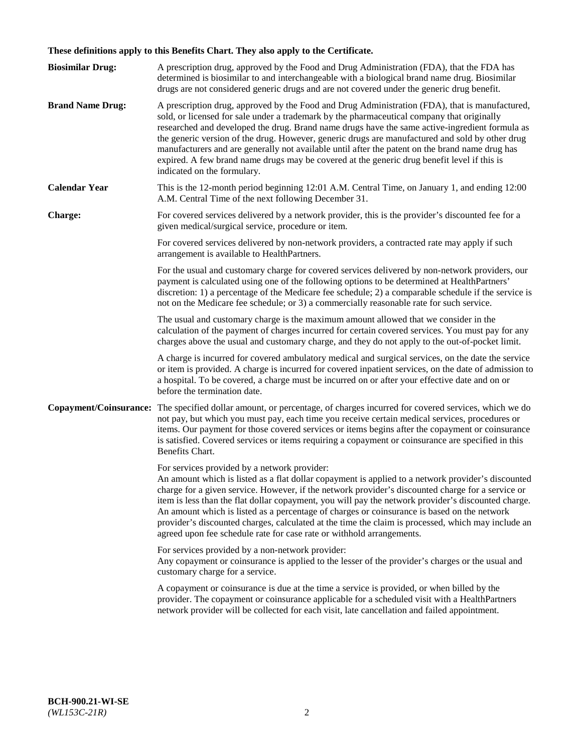**These definitions apply to this Benefits Chart. They also apply to the Certificate.**

**Biosimilar Drug:** A prescription drug, approved by the Food and Drug Administration (FDA), that the FDA has determined is biosimilar to and interchangeable with a biological brand name drug. Biosimilar drugs are not considered generic drugs and are not covered under the generic drug benefit.

**Brand Name Drug:** A prescription drug, approved by the Food and Drug Administration (FDA), that is manufactured, sold, or licensed for sale under a trademark by the pharmaceutical company that originally researched and developed the drug. Brand name drugs have the same active-ingredient formula as the generic version of the drug. However, generic drugs are manufactured and sold by other drug manufacturers and are generally not available until after the patent on the brand name drug has expired. A few brand name drugs may be covered at the generic drug benefit level if this is indicated on the formulary.

**Calendar Year** This is the 12-month period beginning 12:01 A.M. Central Time, on January 1, and ending 12:00 A.M. Central Time of the next following December 31.

**Charge:** For covered services delivered by a network provider, this is the provider's discounted fee for a given medical/surgical service, procedure or item.

For covered services delivered by non-network providers, a contracted rate may apply if such arrangement is available to HealthPartners.

For the usual and customary charge for covered services delivered by non-network providers, our payment is calculated using one of the following options to be determined at HealthPartners' discretion: 1) a percentage of the Medicare fee schedule; 2) a comparable schedule if the service is not on the Medicare fee schedule; or 3) a commercially reasonable rate for such service.

The usual and customary charge is the maximum amount allowed that we consider in the calculation of the payment of charges incurred for certain covered services. You must pay for any charges above the usual and customary charge, and they do not apply to the out-of-pocket limit.

A charge is incurred for covered ambulatory medical and surgical services, on the date the service or item is provided. A charge is incurred for covered inpatient services, on the date of admission to a hospital. To be covered, a charge must be incurred on or after your effective date and on or before the termination date.

**Copayment/Coinsurance:** The specified dollar amount, or percentage, of charges incurred for covered services, which we do not pay, but which you must pay, each time you receive certain medical services, procedures or items. Our payment for those covered services or items begins after the copayment or coinsurance is satisfied. Covered services or items requiring a copayment or coinsurance are specified in this Benefits Chart.

For services provided by a network provider:
An amount which is listed as a flat dollar copayment is applied to a network provider's discounted charge for a given service. However, if the network provider's discounted charge for a service or item is less than the flat dollar copayment, you will pay the network provider's discounted charge. An amount which is listed as a percentage of charges or coinsurance is based on the network provider's discounted charges, calculated at the time the claim is processed, which may include an agreed upon fee schedule rate for case rate or withhold arrangements.

For services provided by a non-network provider:
Any copayment or coinsurance is applied to the lesser of the provider's charges or the usual and customary charge for a service.

A copayment or coinsurance is due at the time a service is provided, or when billed by the provider. The copayment or coinsurance applicable for a scheduled visit with a HealthPartners network provider will be collected for each visit, late cancellation and failed appointment.

**BCH-900.21-WI-SE**
*(WL153C-21R)*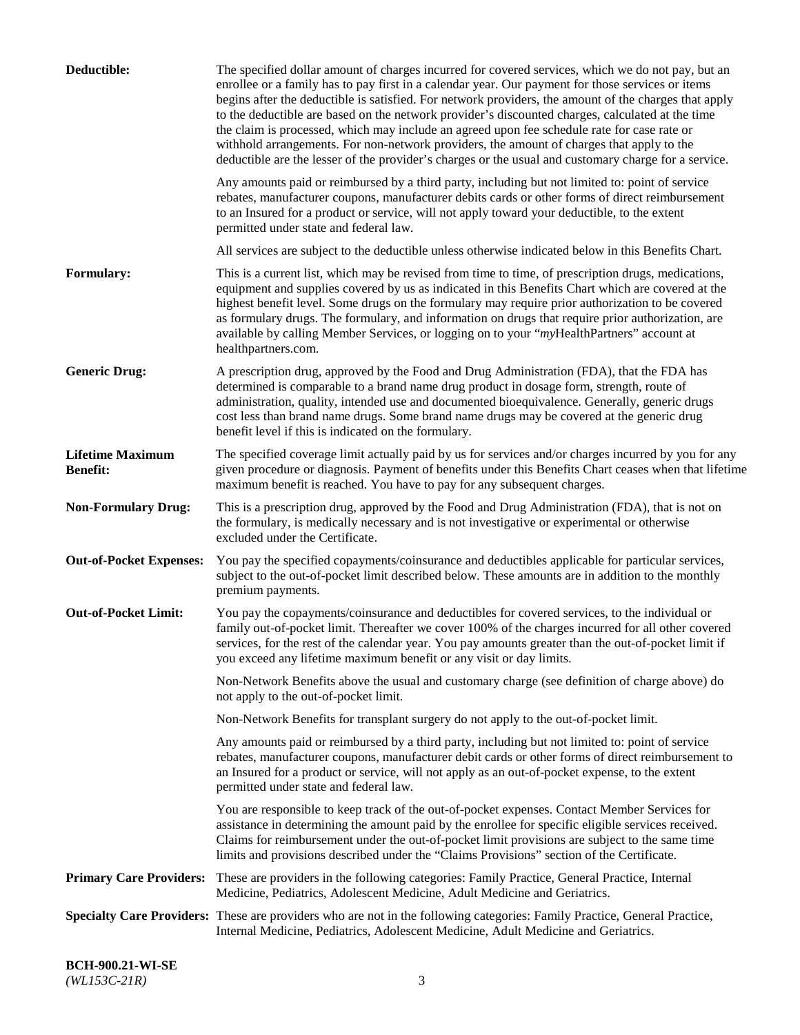**Deductible:** The specified dollar amount of charges incurred for covered services, which we do not pay, but an enrollee or a family has to pay first in a calendar year. Our payment for those services or items begins after the deductible is satisfied. For network providers, the amount of the charges that apply to the deductible are based on the network provider's discounted charges, calculated at the time the claim is processed, which may include an agreed upon fee schedule rate for case rate or withhold arrangements. For non-network providers, the amount of charges that apply to the deductible are the lesser of the provider's charges or the usual and customary charge for a service.

Any amounts paid or reimbursed by a third party, including but not limited to: point of service rebates, manufacturer coupons, manufacturer debits cards or other forms of direct reimbursement to an Insured for a product or service, will not apply toward your deductible, to the extent permitted under state and federal law.

All services are subject to the deductible unless otherwise indicated below in this Benefits Chart.

**Formulary:** This is a current list, which may be revised from time to time, of prescription drugs, medications, equipment and supplies covered by us as indicated in this Benefits Chart which are covered at the highest benefit level. Some drugs on the formulary may require prior authorization to be covered as formulary drugs. The formulary, and information on drugs that require prior authorization, are available by calling Member Services, or logging on to your "*my*HealthPartners" account at healthpartners.com.

**Generic Drug:** A prescription drug, approved by the Food and Drug Administration (FDA), that the FDA has determined is comparable to a brand name drug product in dosage form, strength, route of administration, quality, intended use and documented bioequivalence. Generally, generic drugs cost less than brand name drugs. Some brand name drugs may be covered at the generic drug benefit level if this is indicated on the formulary.

**Lifetime Maximum Benefit:** The specified coverage limit actually paid by us for services and/or charges incurred by you for any given procedure or diagnosis. Payment of benefits under this Benefits Chart ceases when that lifetime maximum benefit is reached. You have to pay for any subsequent charges.

**Non-Formulary Drug:** This is a prescription drug, approved by the Food and Drug Administration (FDA), that is not on the formulary, is medically necessary and is not investigative or experimental or otherwise excluded under the Certificate.

**Out-of-Pocket Expenses:** You pay the specified copayments/coinsurance and deductibles applicable for particular services, subject to the out-of-pocket limit described below. These amounts are in addition to the monthly premium payments.

**Out-of-Pocket Limit:** You pay the copayments/coinsurance and deductibles for covered services, to the individual or family out-of-pocket limit. Thereafter we cover 100% of the charges incurred for all other covered services, for the rest of the calendar year. You pay amounts greater than the out-of-pocket limit if you exceed any lifetime maximum benefit or any visit or day limits.

Non-Network Benefits above the usual and customary charge (see definition of charge above) do not apply to the out-of-pocket limit.

Non-Network Benefits for transplant surgery do not apply to the out-of-pocket limit.

Any amounts paid or reimbursed by a third party, including but not limited to: point of service rebates, manufacturer coupons, manufacturer debit cards or other forms of direct reimbursement to an Insured for a product or service, will not apply as an out-of-pocket expense, to the extent permitted under state and federal law.

You are responsible to keep track of the out-of-pocket expenses. Contact Member Services for assistance in determining the amount paid by the enrollee for specific eligible services received. Claims for reimbursement under the out-of-pocket limit provisions are subject to the same time limits and provisions described under the "Claims Provisions" section of the Certificate.

**Primary Care Providers:** These are providers in the following categories: Family Practice, General Practice, Internal Medicine, Pediatrics, Adolescent Medicine, Adult Medicine and Geriatrics.

**Specialty Care Providers:** These are providers who are not in the following categories: Family Practice, General Practice, Internal Medicine, Pediatrics, Adolescent Medicine, Adult Medicine and Geriatrics.

**BCH-900.21-WI-SE**
*(WL153C-21R)*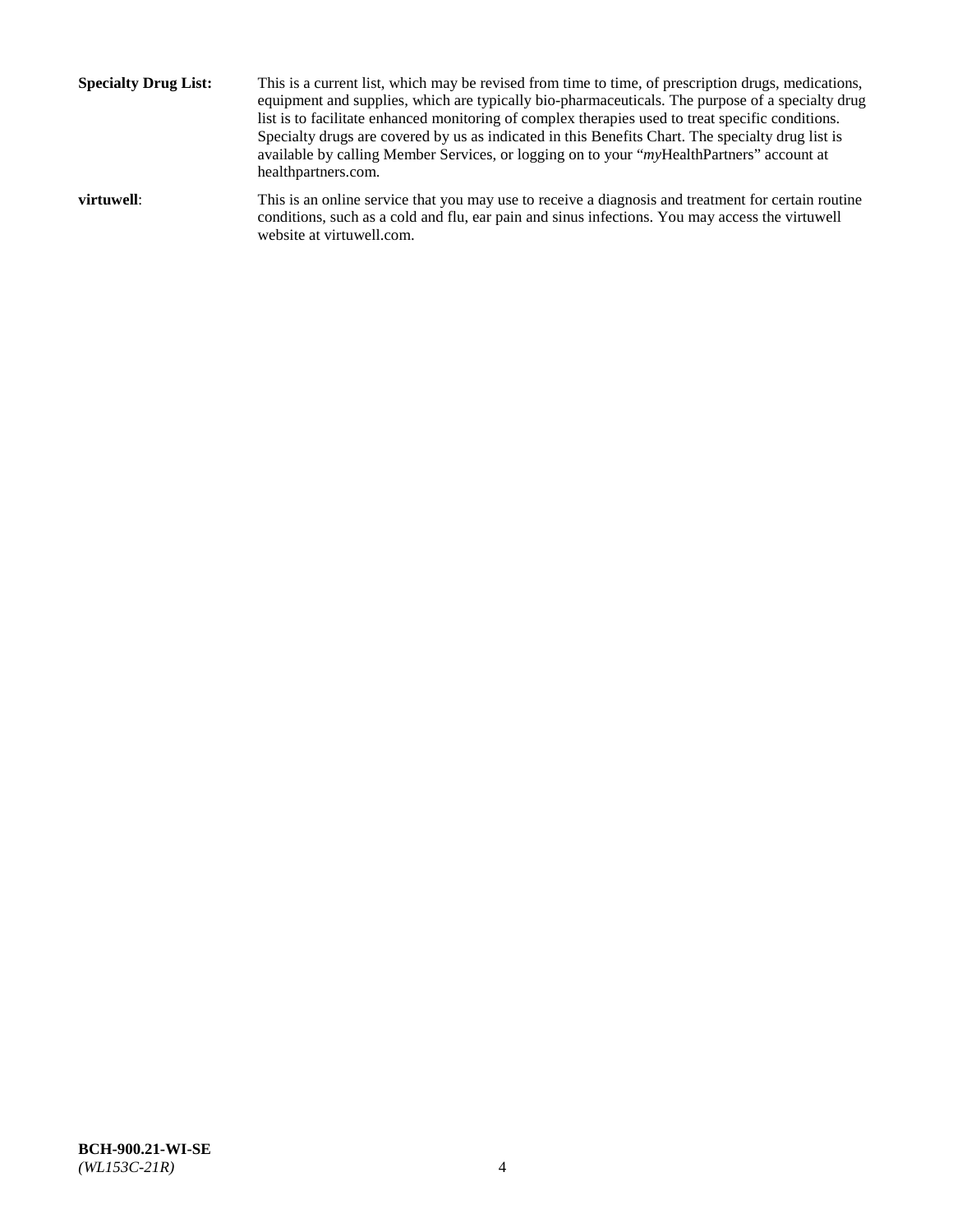**Specialty Drug List:** This is a current list, which may be revised from time to time, of prescription drugs, medications, equipment and supplies, which are typically bio-pharmaceuticals. The purpose of a specialty drug list is to facilitate enhanced monitoring of complex therapies used to treat specific conditions. Specialty drugs are covered by us as indicated in this Benefits Chart. The specialty drug list is available by calling Member Services, or logging on to your "*my*HealthPartners" account at healthpartners.com.

**virtuwell**: This is an online service that you may use to receive a diagnosis and treatment for certain routine conditions, such as a cold and flu, ear pain and sinus infections. You may access the virtuwell website at virtuwell.com.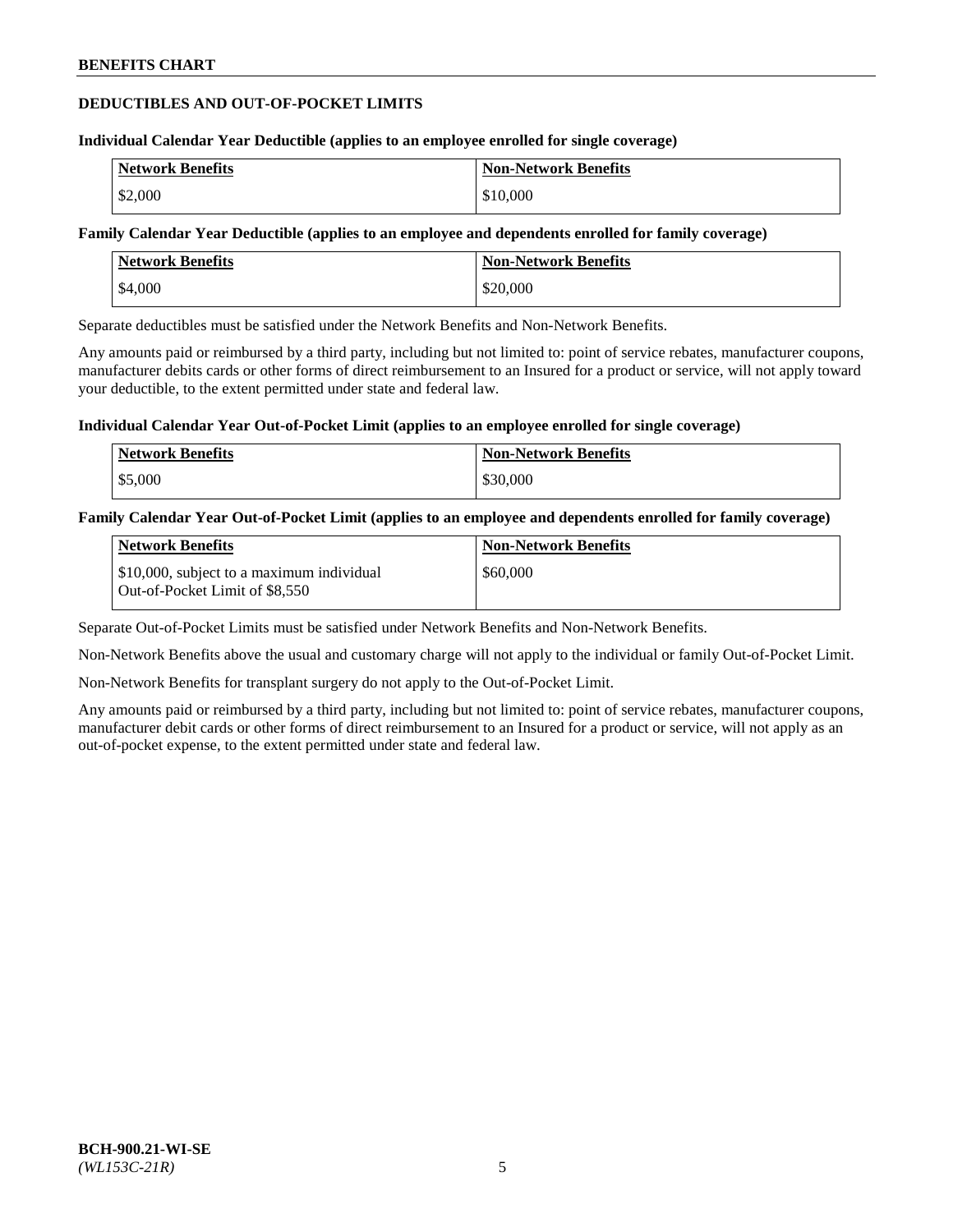## DEDUCTIBLES AND OUT-OF-POCKET LIMITS

**Individual Calendar Year Deductible (applies to an employee enrolled for single coverage)**

| Network Benefits | Non-Network Benefits |
| --- | --- |
| $2,000 | $10,000 |

**Family Calendar Year Deductible (applies to an employee and dependents enrolled for family coverage)**

| Network Benefits | Non-Network Benefits |
| --- | --- |
| $4,000 | $20,000 |

Separate deductibles must be satisfied under the Network Benefits and Non-Network Benefits.

Any amounts paid or reimbursed by a third party, including but not limited to: point of service rebates, manufacturer coupons, manufacturer debits cards or other forms of direct reimbursement to an Insured for a product or service, will not apply toward your deductible, to the extent permitted under state and federal law.

**Individual Calendar Year Out-of-Pocket Limit (applies to an employee enrolled for single coverage)**

| Network Benefits | Non-Network Benefits |
| --- | --- |
| $5,000 | $30,000 |

**Family Calendar Year Out-of-Pocket Limit (applies to an employee and dependents enrolled for family coverage)**

| Network Benefits | Non-Network Benefits |
| --- | --- |
| $10,000, subject to a maximum individual Out-of-Pocket Limit of $8,550 | $60,000 |

Separate Out-of-Pocket Limits must be satisfied under Network Benefits and Non-Network Benefits.

Non-Network Benefits above the usual and customary charge will not apply to the individual or family Out-of-Pocket Limit.

Non-Network Benefits for transplant surgery do not apply to the Out-of-Pocket Limit.

Any amounts paid or reimbursed by a third party, including but not limited to: point of service rebates, manufacturer coupons, manufacturer debit cards or other forms of direct reimbursement to an Insured for a product or service, will not apply as an out-of-pocket expense, to the extent permitted under state and federal law.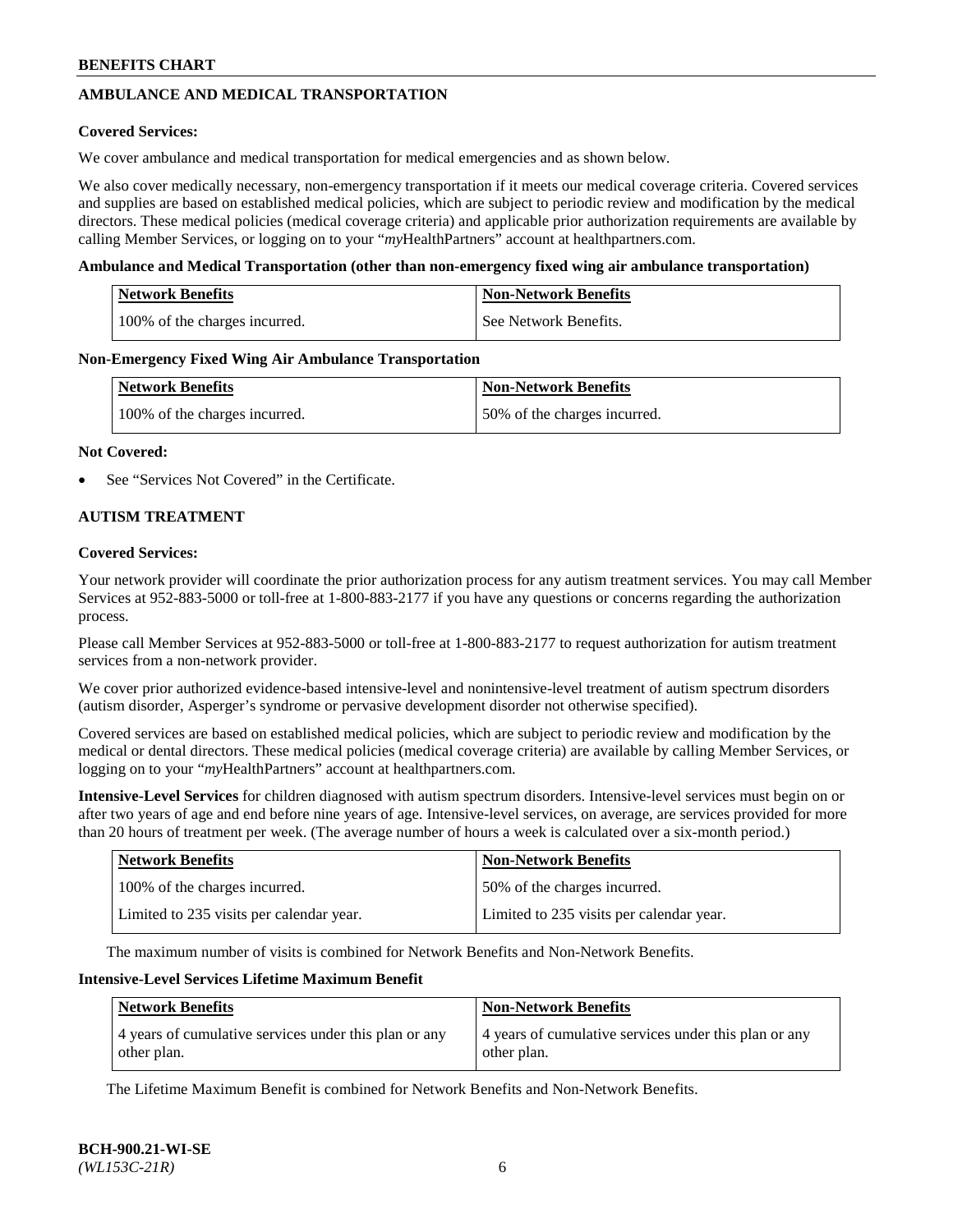## AMBULANCE AND MEDICAL TRANSPORTATION

**Covered Services:**

We cover ambulance and medical transportation for medical emergencies and as shown below.

We also cover medically necessary, non-emergency transportation if it meets our medical coverage criteria. Covered services and supplies are based on established medical policies, which are subject to periodic review and modification by the medical directors. These medical policies (medical coverage criteria) and applicable prior authorization requirements are available by calling Member Services, or logging on to your "*my*HealthPartners" account at healthpartners.com.

**Ambulance and Medical Transportation (other than non-emergency fixed wing air ambulance transportation)**

| Network Benefits | Non-Network Benefits |
|---|---|
| 100% of the charges incurred. | See Network Benefits. |

**Non-Emergency Fixed Wing Air Ambulance Transportation**

| Network Benefits | Non-Network Benefits |
|---|---|
| 100% of the charges incurred. | 50% of the charges incurred. |

**Not Covered:**

- See "Services Not Covered" in the Certificate.

## AUTISM TREATMENT

**Covered Services:**

Your network provider will coordinate the prior authorization process for any autism treatment services. You may call Member Services at 952-883-5000 or toll-free at 1-800-883-2177 if you have any questions or concerns regarding the authorization process.

Please call Member Services at 952-883-5000 or toll-free at 1-800-883-2177 to request authorization for autism treatment services from a non-network provider.

We cover prior authorized evidence-based intensive-level and nonintensive-level treatment of autism spectrum disorders (autism disorder, Asperger's syndrome or pervasive development disorder not otherwise specified).

Covered services are based on established medical policies, which are subject to periodic review and modification by the medical or dental directors. These medical policies (medical coverage criteria) are available by calling Member Services, or logging on to your "*my*HealthPartners" account at healthpartners.com.

**Intensive-Level Services** for children diagnosed with autism spectrum disorders. Intensive-level services must begin on or after two years of age and end before nine years of age. Intensive-level services, on average, are services provided for more than 20 hours of treatment per week. (The average number of hours a week is calculated over a six-month period.)

| Network Benefits | Non-Network Benefits |
|---|---|
| 100% of the charges incurred. | 50% of the charges incurred. |
| Limited to 235 visits per calendar year. | Limited to 235 visits per calendar year. |

The maximum number of visits is combined for Network Benefits and Non-Network Benefits.

**Intensive-Level Services Lifetime Maximum Benefit**

| Network Benefits | Non-Network Benefits |
|---|---|
| 4 years of cumulative services under this plan or any other plan. | 4 years of cumulative services under this plan or any other plan. |

The Lifetime Maximum Benefit is combined for Network Benefits and Non-Network Benefits.

**BCH-900.21-WI-SE**
*(WL153C-21R)*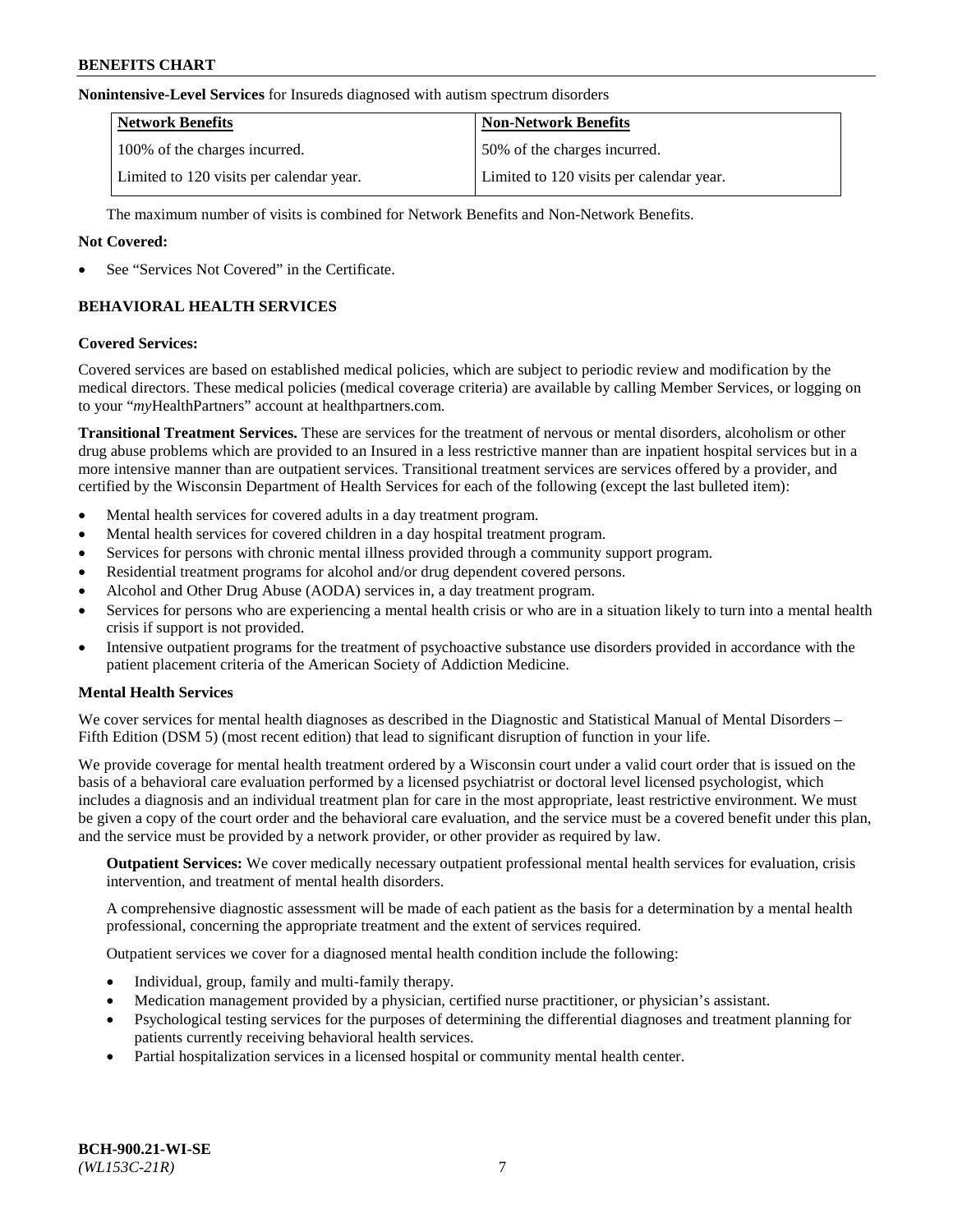**Nonintensive-Level Services** for Insureds diagnosed with autism spectrum disorders

| Network Benefits | Non-Network Benefits |
|---|---|
| 100% of the charges incurred. | 50% of the charges incurred. |
| Limited to 120 visits per calendar year. | Limited to 120 visits per calendar year. |

The maximum number of visits is combined for Network Benefits and Non-Network Benefits.

**Not Covered:**

- See "Services Not Covered" in the Certificate.

## BEHAVIORAL HEALTH SERVICES

**Covered Services:**

Covered services are based on established medical policies, which are subject to periodic review and modification by the medical directors. These medical policies (medical coverage criteria) are available by calling Member Services, or logging on to your "*my*HealthPartners" account at healthpartners.com.

**Transitional Treatment Services.** These are services for the treatment of nervous or mental disorders, alcoholism or other drug abuse problems which are provided to an Insured in a less restrictive manner than are inpatient hospital services but in a more intensive manner than are outpatient services. Transitional treatment services are services offered by a provider, and certified by the Wisconsin Department of Health Services for each of the following (except the last bulleted item):

- Mental health services for covered adults in a day treatment program.
- Mental health services for covered children in a day hospital treatment program.
- Services for persons with chronic mental illness provided through a community support program.
- Residential treatment programs for alcohol and/or drug dependent covered persons.
- Alcohol and Other Drug Abuse (AODA) services in, a day treatment program.
- Services for persons who are experiencing a mental health crisis or who are in a situation likely to turn into a mental health crisis if support is not provided.
- Intensive outpatient programs for the treatment of psychoactive substance use disorders provided in accordance with the patient placement criteria of the American Society of Addiction Medicine.

**Mental Health Services**

We cover services for mental health diagnoses as described in the Diagnostic and Statistical Manual of Mental Disorders – Fifth Edition (DSM 5) (most recent edition) that lead to significant disruption of function in your life.

We provide coverage for mental health treatment ordered by a Wisconsin court under a valid court order that is issued on the basis of a behavioral care evaluation performed by a licensed psychiatrist or doctoral level licensed psychologist, which includes a diagnosis and an individual treatment plan for care in the most appropriate, least restrictive environment. We must be given a copy of the court order and the behavioral care evaluation, and the service must be a covered benefit under this plan, and the service must be provided by a network provider, or other provider as required by law.

**Outpatient Services:** We cover medically necessary outpatient professional mental health services for evaluation, crisis intervention, and treatment of mental health disorders.

A comprehensive diagnostic assessment will be made of each patient as the basis for a determination by a mental health professional, concerning the appropriate treatment and the extent of services required.

Outpatient services we cover for a diagnosed mental health condition include the following:

- Individual, group, family and multi-family therapy.
- Medication management provided by a physician, certified nurse practitioner, or physician's assistant.
- Psychological testing services for the purposes of determining the differential diagnoses and treatment planning for patients currently receiving behavioral health services.
- Partial hospitalization services in a licensed hospital or community mental health center.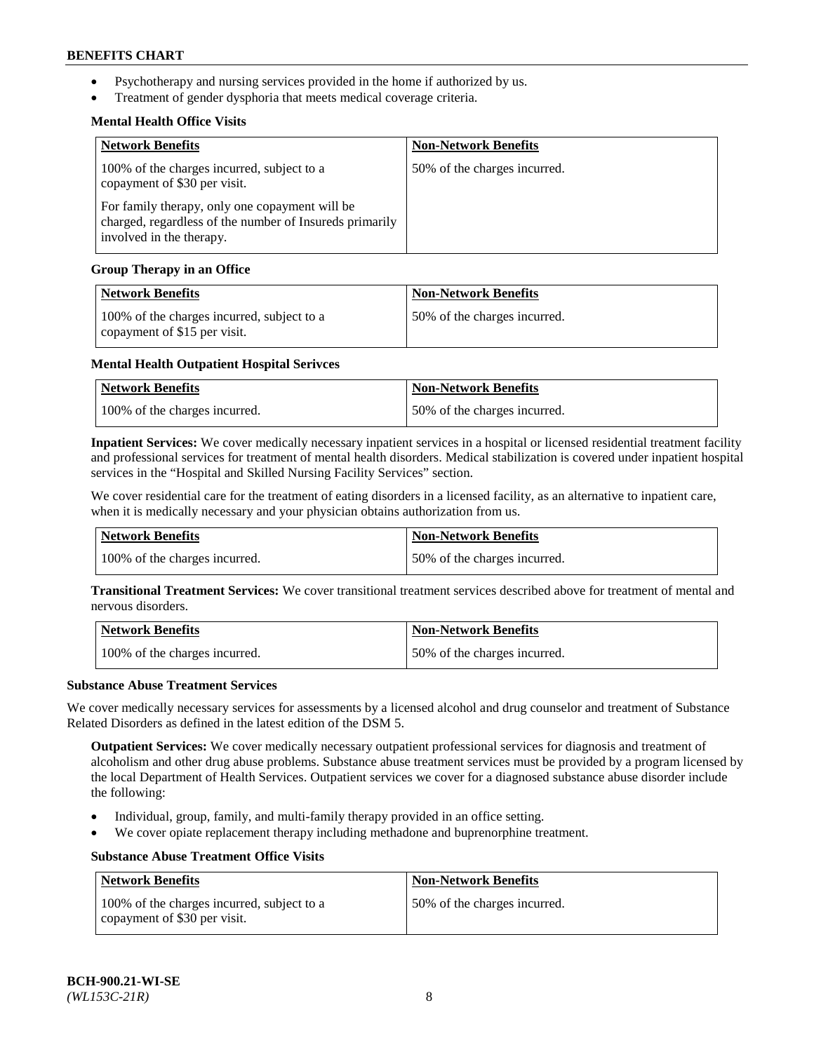- Psychotherapy and nursing services provided in the home if authorized by us.
- Treatment of gender dysphoria that meets medical coverage criteria.

**Mental Health Office Visits**

| Network Benefits | Non-Network Benefits |
|---|---|
| 100% of the charges incurred, subject to a copayment of $30 per visit.<br><br>For family therapy, only one copayment will be charged, regardless of the number of Insureds primarily involved in the therapy. | 50% of the charges incurred. |

**Group Therapy in an Office**

| Network Benefits | Non-Network Benefits |
|---|---|
| 100% of the charges incurred, subject to a copayment of $15 per visit. | 50% of the charges incurred. |

**Mental Health Outpatient Hospital Serivces**

| Network Benefits | Non-Network Benefits |
|---|---|
| 100% of the charges incurred. | 50% of the charges incurred. |

**Inpatient Services:** We cover medically necessary inpatient services in a hospital or licensed residential treatment facility and professional services for treatment of mental health disorders. Medical stabilization is covered under inpatient hospital services in the "Hospital and Skilled Nursing Facility Services" section.

We cover residential care for the treatment of eating disorders in a licensed facility, as an alternative to inpatient care, when it is medically necessary and your physician obtains authorization from us.

| Network Benefits | Non-Network Benefits |
|---|---|
| 100% of the charges incurred. | 50% of the charges incurred. |

**Transitional Treatment Services:** We cover transitional treatment services described above for treatment of mental and nervous disorders.

| Network Benefits | Non-Network Benefits |
|---|---|
| 100% of the charges incurred. | 50% of the charges incurred. |

**Substance Abuse Treatment Services**

We cover medically necessary services for assessments by a licensed alcohol and drug counselor and treatment of Substance Related Disorders as defined in the latest edition of the DSM 5.

**Outpatient Services:** We cover medically necessary outpatient professional services for diagnosis and treatment of alcoholism and other drug abuse problems. Substance abuse treatment services must be provided by a program licensed by the local Department of Health Services. Outpatient services we cover for a diagnosed substance abuse disorder include the following:

- Individual, group, family, and multi-family therapy provided in an office setting.
- We cover opiate replacement therapy including methadone and buprenorphine treatment.

**Substance Abuse Treatment Office Visits**

| Network Benefits | Non-Network Benefits |
|---|---|
| 100% of the charges incurred, subject to a copayment of $30 per visit. | 50% of the charges incurred. |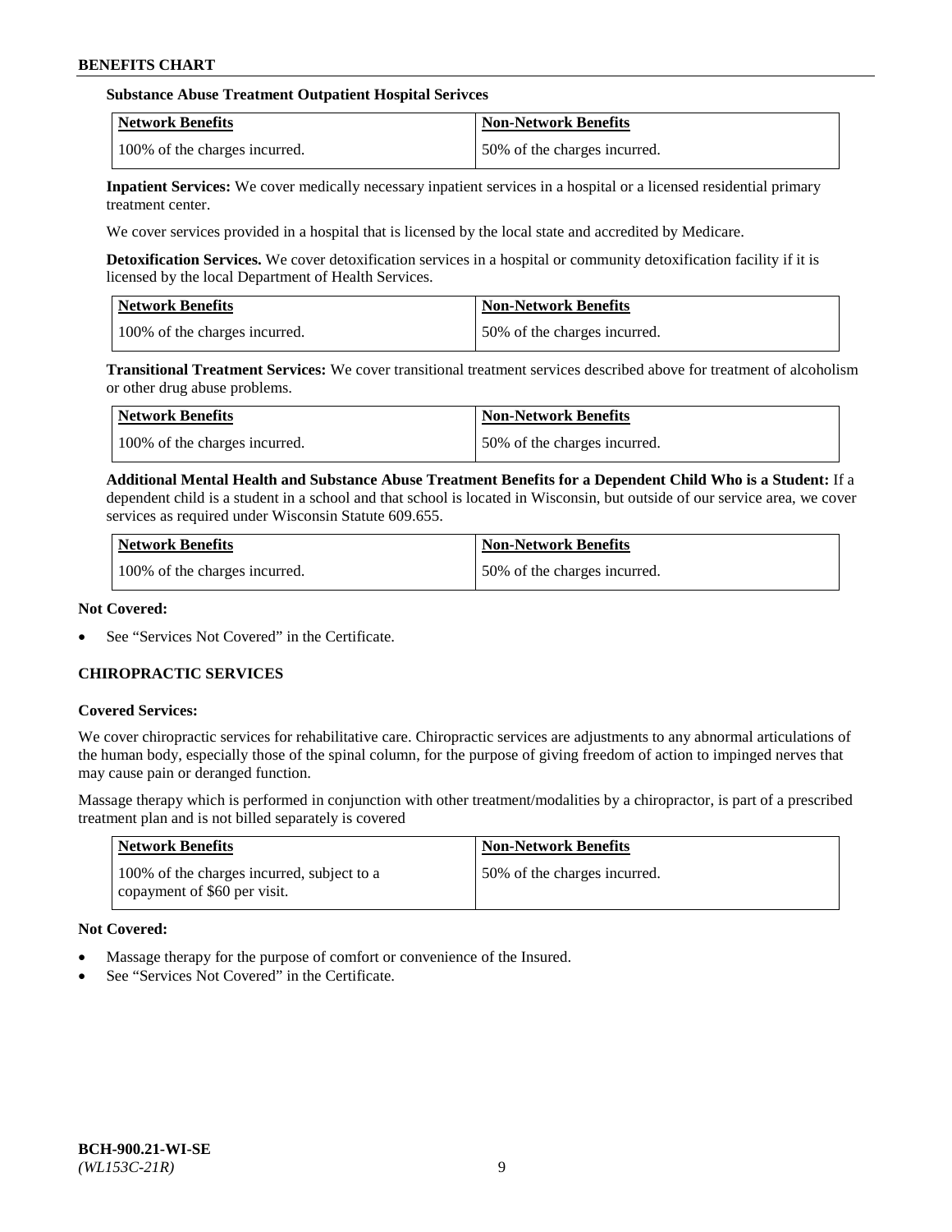**Substance Abuse Treatment Outpatient Hospital Serivces**

| Network Benefits | Non-Network Benefits |
| --- | --- |
| 100% of the charges incurred. | 50% of the charges incurred. |

**Inpatient Services:** We cover medically necessary inpatient services in a hospital or a licensed residential primary treatment center.

We cover services provided in a hospital that is licensed by the local state and accredited by Medicare.

**Detoxification Services.** We cover detoxification services in a hospital or community detoxification facility if it is licensed by the local Department of Health Services.

| Network Benefits | Non-Network Benefits |
| --- | --- |
| 100% of the charges incurred. | 50% of the charges incurred. |

**Transitional Treatment Services:** We cover transitional treatment services described above for treatment of alcoholism or other drug abuse problems.

| Network Benefits | Non-Network Benefits |
| --- | --- |
| 100% of the charges incurred. | 50% of the charges incurred. |

**Additional Mental Health and Substance Abuse Treatment Benefits for a Dependent Child Who is a Student:** If a dependent child is a student in a school and that school is located in Wisconsin, but outside of our service area, we cover services as required under Wisconsin Statute 609.655.

| Network Benefits | Non-Network Benefits |
| --- | --- |
| 100% of the charges incurred. | 50% of the charges incurred. |

**Not Covered:**

- See "Services Not Covered" in the Certificate.

## CHIROPRACTIC SERVICES

**Covered Services:**

We cover chiropractic services for rehabilitative care. Chiropractic services are adjustments to any abnormal articulations of the human body, especially those of the spinal column, for the purpose of giving freedom of action to impinged nerves that may cause pain or deranged function.

Massage therapy which is performed in conjunction with other treatment/modalities by a chiropractor, is part of a prescribed treatment plan and is not billed separately is covered

| Network Benefits | Non-Network Benefits |
| --- | --- |
| 100% of the charges incurred, subject to a copayment of $60 per visit. | 50% of the charges incurred. |

**Not Covered:**

- Massage therapy for the purpose of comfort or convenience of the Insured.
- See "Services Not Covered" in the Certificate.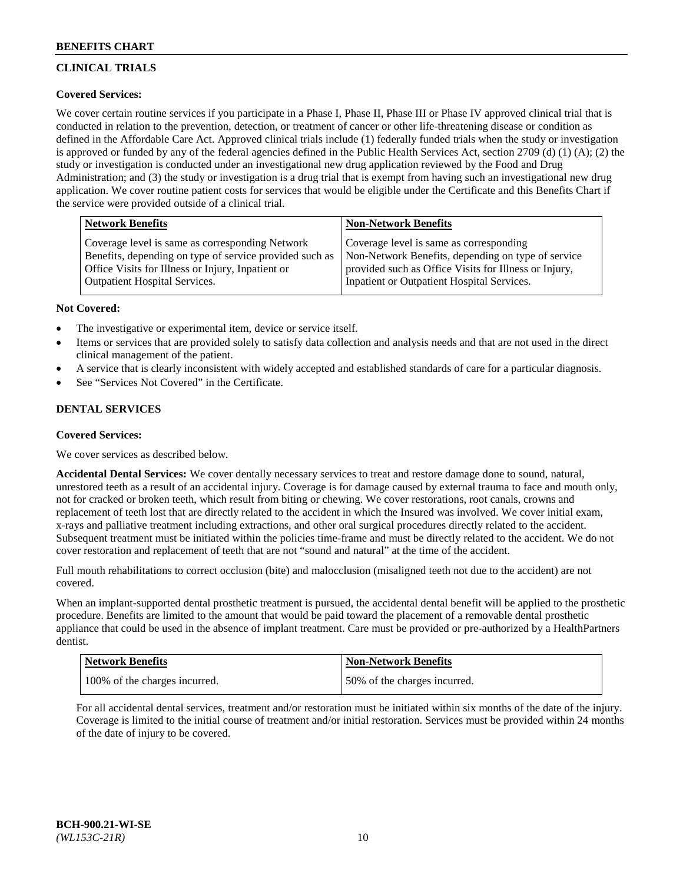## CLINICAL TRIALS

**Covered Services:**

We cover certain routine services if you participate in a Phase I, Phase II, Phase III or Phase IV approved clinical trial that is conducted in relation to the prevention, detection, or treatment of cancer or other life-threatening disease or condition as defined in the Affordable Care Act. Approved clinical trials include (1) federally funded trials when the study or investigation is approved or funded by any of the federal agencies defined in the Public Health Services Act, section 2709 (d) (1) (A); (2) the study or investigation is conducted under an investigational new drug application reviewed by the Food and Drug Administration; and (3) the study or investigation is a drug trial that is exempt from having such an investigational new drug application. We cover routine patient costs for services that would be eligible under the Certificate and this Benefits Chart if the service were provided outside of a clinical trial.

| Network Benefits | Non-Network Benefits |
|---|---|
| Coverage level is same as corresponding Network Benefits, depending on type of service provided such as Office Visits for Illness or Injury, Inpatient or Outpatient Hospital Services. | Coverage level is same as corresponding Non-Network Benefits, depending on type of service provided such as Office Visits for Illness or Injury, Inpatient or Outpatient Hospital Services. |

**Not Covered:**

- The investigative or experimental item, device or service itself.
- Items or services that are provided solely to satisfy data collection and analysis needs and that are not used in the direct clinical management of the patient.
- A service that is clearly inconsistent with widely accepted and established standards of care for a particular diagnosis.
- See "Services Not Covered" in the Certificate.

## DENTAL SERVICES

**Covered Services:**

We cover services as described below.

**Accidental Dental Services:** We cover dentally necessary services to treat and restore damage done to sound, natural, unrestored teeth as a result of an accidental injury. Coverage is for damage caused by external trauma to face and mouth only, not for cracked or broken teeth, which result from biting or chewing. We cover restorations, root canals, crowns and replacement of teeth lost that are directly related to the accident in which the Insured was involved. We cover initial exam, x-rays and palliative treatment including extractions, and other oral surgical procedures directly related to the accident. Subsequent treatment must be initiated within the policies time-frame and must be directly related to the accident. We do not cover restoration and replacement of teeth that are not "sound and natural" at the time of the accident.

Full mouth rehabilitations to correct occlusion (bite) and malocclusion (misaligned teeth not due to the accident) are not covered.

When an implant-supported dental prosthetic treatment is pursued, the accidental dental benefit will be applied to the prosthetic procedure. Benefits are limited to the amount that would be paid toward the placement of a removable dental prosthetic appliance that could be used in the absence of implant treatment. Care must be provided or pre-authorized by a HealthPartners dentist.

| Network Benefits | Non-Network Benefits |
|---|---|
| 100% of the charges incurred. | 50% of the charges incurred. |

For all accidental dental services, treatment and/or restoration must be initiated within six months of the date of the injury. Coverage is limited to the initial course of treatment and/or initial restoration. Services must be provided within 24 months of the date of injury to be covered.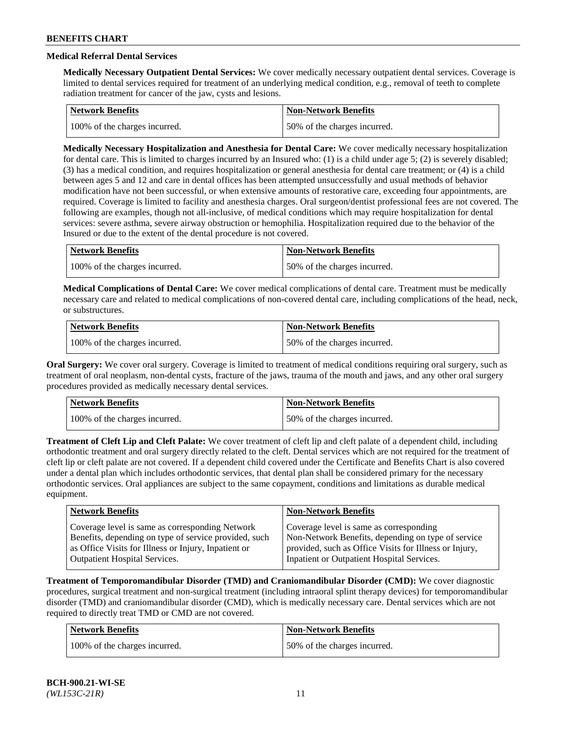### Medical Referral Dental Services

**Medically Necessary Outpatient Dental Services:** We cover medically necessary outpatient dental services. Coverage is limited to dental services required for treatment of an underlying medical condition, e.g., removal of teeth to complete radiation treatment for cancer of the jaw, cysts and lesions.

| Network Benefits | Non-Network Benefits |
| --- | --- |
| 100% of the charges incurred. | 50% of the charges incurred. |

**Medically Necessary Hospitalization and Anesthesia for Dental Care:** We cover medically necessary hospitalization for dental care. This is limited to charges incurred by an Insured who: (1) is a child under age 5; (2) is severely disabled; (3) has a medical condition, and requires hospitalization or general anesthesia for dental care treatment; or (4) is a child between ages 5 and 12 and care in dental offices has been attempted unsuccessfully and usual methods of behavior modification have not been successful, or when extensive amounts of restorative care, exceeding four appointments, are required. Coverage is limited to facility and anesthesia charges. Oral surgeon/dentist professional fees are not covered. The following are examples, though not all-inclusive, of medical conditions which may require hospitalization for dental services: severe asthma, severe airway obstruction or hemophilia. Hospitalization required due to the behavior of the Insured or due to the extent of the dental procedure is not covered.

| Network Benefits | Non-Network Benefits |
| --- | --- |
| 100% of the charges incurred. | 50% of the charges incurred. |

**Medical Complications of Dental Care:** We cover medical complications of dental care. Treatment must be medically necessary care and related to medical complications of non-covered dental care, including complications of the head, neck, or substructures.

| Network Benefits | Non-Network Benefits |
| --- | --- |
| 100% of the charges incurred. | 50% of the charges incurred. |

**Oral Surgery:** We cover oral surgery. Coverage is limited to treatment of medical conditions requiring oral surgery, such as treatment of oral neoplasm, non-dental cysts, fracture of the jaws, trauma of the mouth and jaws, and any other oral surgery procedures provided as medically necessary dental services.

| Network Benefits | Non-Network Benefits |
| --- | --- |
| 100% of the charges incurred. | 50% of the charges incurred. |

**Treatment of Cleft Lip and Cleft Palate:** We cover treatment of cleft lip and cleft palate of a dependent child, including orthodontic treatment and oral surgery directly related to the cleft. Dental services which are not required for the treatment of cleft lip or cleft palate are not covered. If a dependent child covered under the Certificate and Benefits Chart is also covered under a dental plan which includes orthodontic services, that dental plan shall be considered primary for the necessary orthodontic services. Oral appliances are subject to the same copayment, conditions and limitations as durable medical equipment.

| Network Benefits | Non-Network Benefits |
| --- | --- |
| Coverage level is same as corresponding Network Benefits, depending on type of service provided, such as Office Visits for Illness or Injury, Inpatient or Outpatient Hospital Services. | Coverage level is same as corresponding Non-Network Benefits, depending on type of service provided, such as Office Visits for Illness or Injury, Inpatient or Outpatient Hospital Services. |

**Treatment of Temporomandibular Disorder (TMD) and Craniomandibular Disorder (CMD):** We cover diagnostic procedures, surgical treatment and non-surgical treatment (including intraoral splint therapy devices) for temporomandibular disorder (TMD) and craniomandibular disorder (CMD), which is medically necessary care. Dental services which are not required to directly treat TMD or CMD are not covered.

| Network Benefits | Non-Network Benefits |
| --- | --- |
| 100% of the charges incurred. | 50% of the charges incurred. |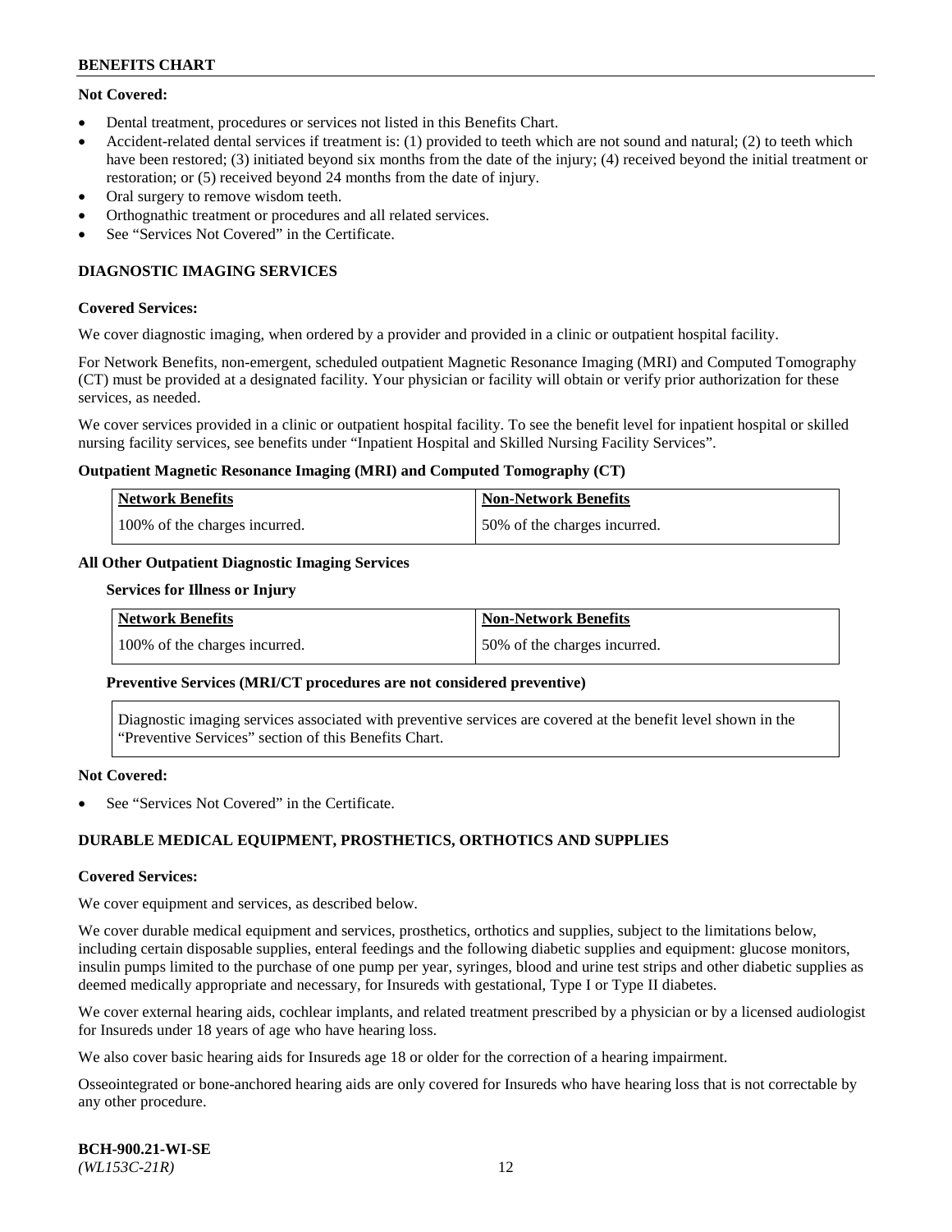**Not Covered:**

- Dental treatment, procedures or services not listed in this Benefits Chart.
- Accident-related dental services if treatment is: (1) provided to teeth which are not sound and natural; (2) to teeth which have been restored; (3) initiated beyond six months from the date of the injury; (4) received beyond the initial treatment or restoration; or (5) received beyond 24 months from the date of injury.
- Oral surgery to remove wisdom teeth.
- Orthognathic treatment or procedures and all related services.
- See "Services Not Covered" in the Certificate.

## DIAGNOSTIC IMAGING SERVICES

**Covered Services:**

We cover diagnostic imaging, when ordered by a provider and provided in a clinic or outpatient hospital facility.

For Network Benefits, non-emergent, scheduled outpatient Magnetic Resonance Imaging (MRI) and Computed Tomography (CT) must be provided at a designated facility. Your physician or facility will obtain or verify prior authorization for these services, as needed.

We cover services provided in a clinic or outpatient hospital facility. To see the benefit level for inpatient hospital or skilled nursing facility services, see benefits under "Inpatient Hospital and Skilled Nursing Facility Services".

**Outpatient Magnetic Resonance Imaging (MRI) and Computed Tomography (CT)**

| Network Benefits | Non-Network Benefits |
| --- | --- |
| 100% of the charges incurred. | 50% of the charges incurred. |

**All Other Outpatient Diagnostic Imaging Services**

**Services for Illness or Injury**

| Network Benefits | Non-Network Benefits |
| --- | --- |
| 100% of the charges incurred. | 50% of the charges incurred. |

**Preventive Services (MRI/CT procedures are not considered preventive)**

Diagnostic imaging services associated with preventive services are covered at the benefit level shown in the "Preventive Services" section of this Benefits Chart.

**Not Covered:**

- See "Services Not Covered" in the Certificate.

## DURABLE MEDICAL EQUIPMENT, PROSTHETICS, ORTHOTICS AND SUPPLIES

**Covered Services:**

We cover equipment and services, as described below.

We cover durable medical equipment and services, prosthetics, orthotics and supplies, subject to the limitations below, including certain disposable supplies, enteral feedings and the following diabetic supplies and equipment: glucose monitors, insulin pumps limited to the purchase of one pump per year, syringes, blood and urine test strips and other diabetic supplies as deemed medically appropriate and necessary, for Insureds with gestational, Type I or Type II diabetes.

We cover external hearing aids, cochlear implants, and related treatment prescribed by a physician or by a licensed audiologist for Insureds under 18 years of age who have hearing loss.

We also cover basic hearing aids for Insureds age 18 or older for the correction of a hearing impairment.

Osseointegrated or bone-anchored hearing aids are only covered for Insureds who have hearing loss that is not correctable by any other procedure.

**BCH-900.21-WI-SE**
*(WL153C-21R)*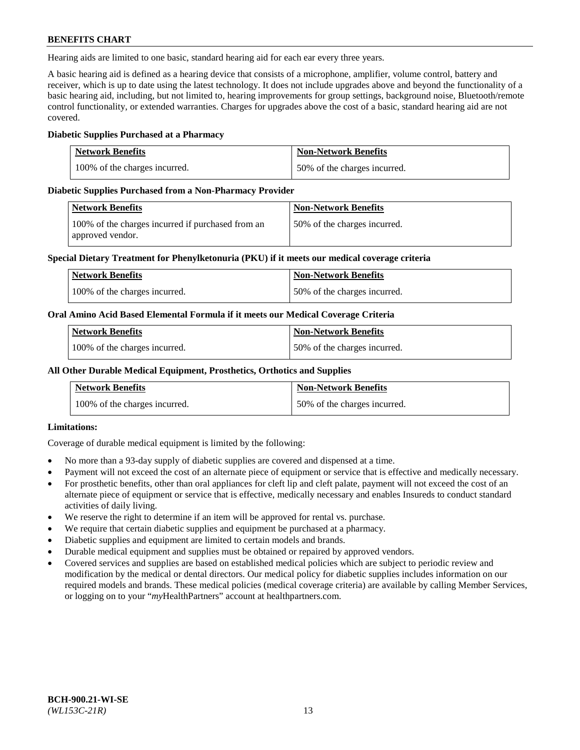Hearing aids are limited to one basic, standard hearing aid for each ear every three years.

A basic hearing aid is defined as a hearing device that consists of a microphone, amplifier, volume control, battery and receiver, which is up to date using the latest technology. It does not include upgrades above and beyond the functionality of a basic hearing aid, including, but not limited to, hearing improvements for group settings, background noise, Bluetooth/remote control functionality, or extended warranties. Charges for upgrades above the cost of a basic, standard hearing aid are not covered.

**Diabetic Supplies Purchased at a Pharmacy**

| Network Benefits | Non-Network Benefits |
|---|---|
| 100% of the charges incurred. | 50% of the charges incurred. |

**Diabetic Supplies Purchased from a Non-Pharmacy Provider**

| Network Benefits | Non-Network Benefits |
|---|---|
| 100% of the charges incurred if purchased from an approved vendor. | 50% of the charges incurred. |

**Special Dietary Treatment for Phenylketonuria (PKU) if it meets our medical coverage criteria**

| Network Benefits | Non-Network Benefits |
|---|---|
| 100% of the charges incurred. | 50% of the charges incurred. |

**Oral Amino Acid Based Elemental Formula if it meets our Medical Coverage Criteria**

| Network Benefits | Non-Network Benefits |
|---|---|
| 100% of the charges incurred. | 50% of the charges incurred. |

**All Other Durable Medical Equipment, Prosthetics, Orthotics and Supplies**

| Network Benefits | Non-Network Benefits |
|---|---|
| 100% of the charges incurred. | 50% of the charges incurred. |

**Limitations:**

Coverage of durable medical equipment is limited by the following:

- No more than a 93-day supply of diabetic supplies are covered and dispensed at a time.
- Payment will not exceed the cost of an alternate piece of equipment or service that is effective and medically necessary.
- For prosthetic benefits, other than oral appliances for cleft lip and cleft palate, payment will not exceed the cost of an alternate piece of equipment or service that is effective, medically necessary and enables Insureds to conduct standard activities of daily living.
- We reserve the right to determine if an item will be approved for rental vs. purchase.
- We require that certain diabetic supplies and equipment be purchased at a pharmacy.
- Diabetic supplies and equipment are limited to certain models and brands.
- Durable medical equipment and supplies must be obtained or repaired by approved vendors.
- Covered services and supplies are based on established medical policies which are subject to periodic review and modification by the medical or dental directors. Our medical policy for diabetic supplies includes information on our required models and brands. These medical policies (medical coverage criteria) are available by calling Member Services, or logging on to your "*my*HealthPartners" account at healthpartners.com.

**BCH-900.21-WI-SE**
*(WL153C-21R)*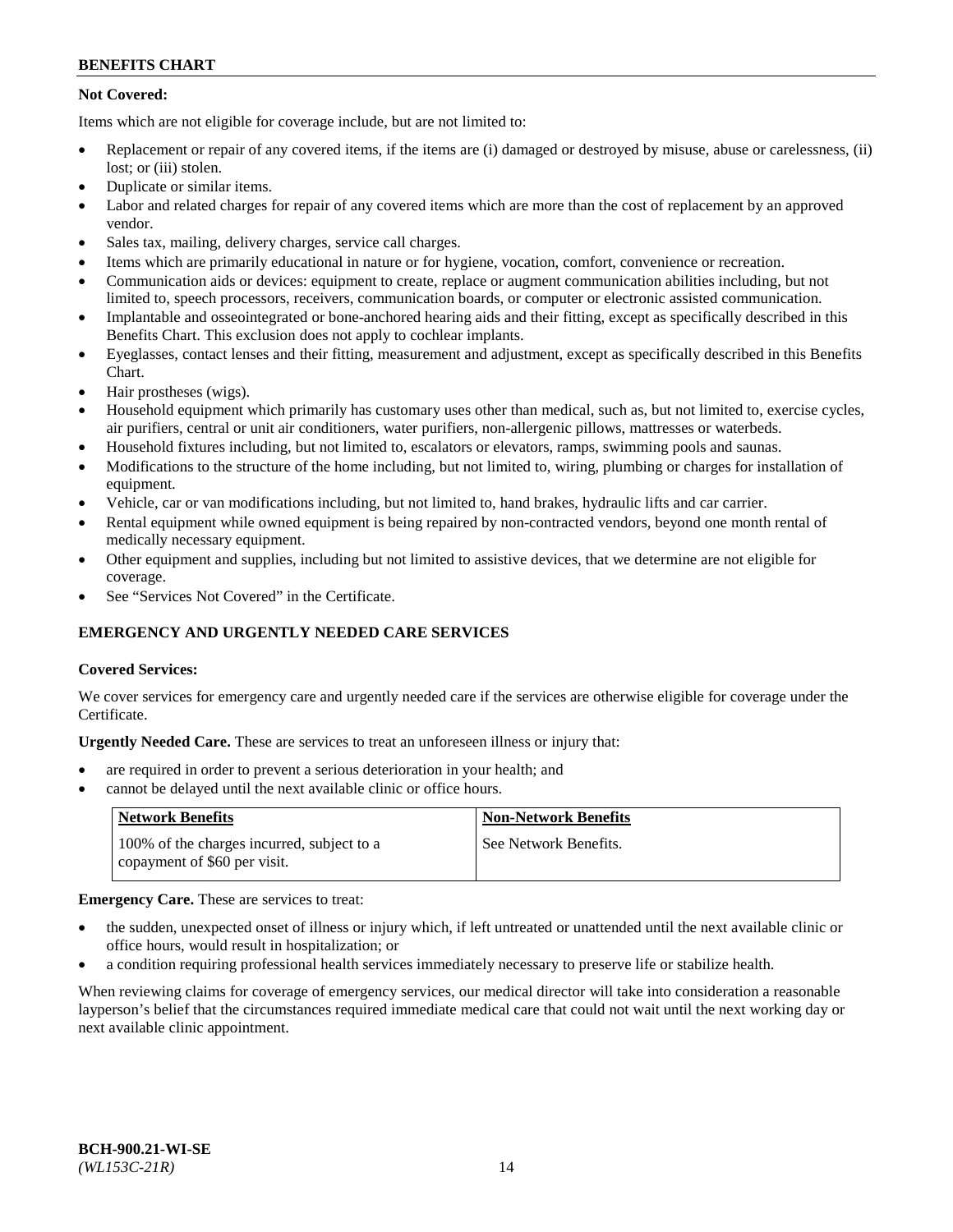**Not Covered:**

Items which are not eligible for coverage include, but are not limited to:

- Replacement or repair of any covered items, if the items are (i) damaged or destroyed by misuse, abuse or carelessness, (ii) lost; or (iii) stolen.
- Duplicate or similar items.
- Labor and related charges for repair of any covered items which are more than the cost of replacement by an approved vendor.
- Sales tax, mailing, delivery charges, service call charges.
- Items which are primarily educational in nature or for hygiene, vocation, comfort, convenience or recreation.
- Communication aids or devices: equipment to create, replace or augment communication abilities including, but not limited to, speech processors, receivers, communication boards, or computer or electronic assisted communication.
- Implantable and osseointegrated or bone-anchored hearing aids and their fitting, except as specifically described in this Benefits Chart. This exclusion does not apply to cochlear implants.
- Eyeglasses, contact lenses and their fitting, measurement and adjustment, except as specifically described in this Benefits Chart.
- Hair prostheses (wigs).
- Household equipment which primarily has customary uses other than medical, such as, but not limited to, exercise cycles, air purifiers, central or unit air conditioners, water purifiers, non-allergenic pillows, mattresses or waterbeds.
- Household fixtures including, but not limited to, escalators or elevators, ramps, swimming pools and saunas.
- Modifications to the structure of the home including, but not limited to, wiring, plumbing or charges for installation of equipment.
- Vehicle, car or van modifications including, but not limited to, hand brakes, hydraulic lifts and car carrier.
- Rental equipment while owned equipment is being repaired by non-contracted vendors, beyond one month rental of medically necessary equipment.
- Other equipment and supplies, including but not limited to assistive devices, that we determine are not eligible for coverage.
- See "Services Not Covered" in the Certificate.

## EMERGENCY AND URGENTLY NEEDED CARE SERVICES

**Covered Services:**

We cover services for emergency care and urgently needed care if the services are otherwise eligible for coverage under the Certificate.

**Urgently Needed Care.** These are services to treat an unforeseen illness or injury that:

- are required in order to prevent a serious deterioration in your health; and
- cannot be delayed until the next available clinic or office hours.

| Network Benefits | Non-Network Benefits |
|---|---|
| 100% of the charges incurred, subject to a copayment of $60 per visit. | See Network Benefits. |

**Emergency Care.** These are services to treat:

- the sudden, unexpected onset of illness or injury which, if left untreated or unattended until the next available clinic or office hours, would result in hospitalization; or
- a condition requiring professional health services immediately necessary to preserve life or stabilize health.

When reviewing claims for coverage of emergency services, our medical director will take into consideration a reasonable layperson's belief that the circumstances required immediate medical care that could not wait until the next working day or next available clinic appointment.

BCH-900.21-WI-SE
*(WL153C-21R)*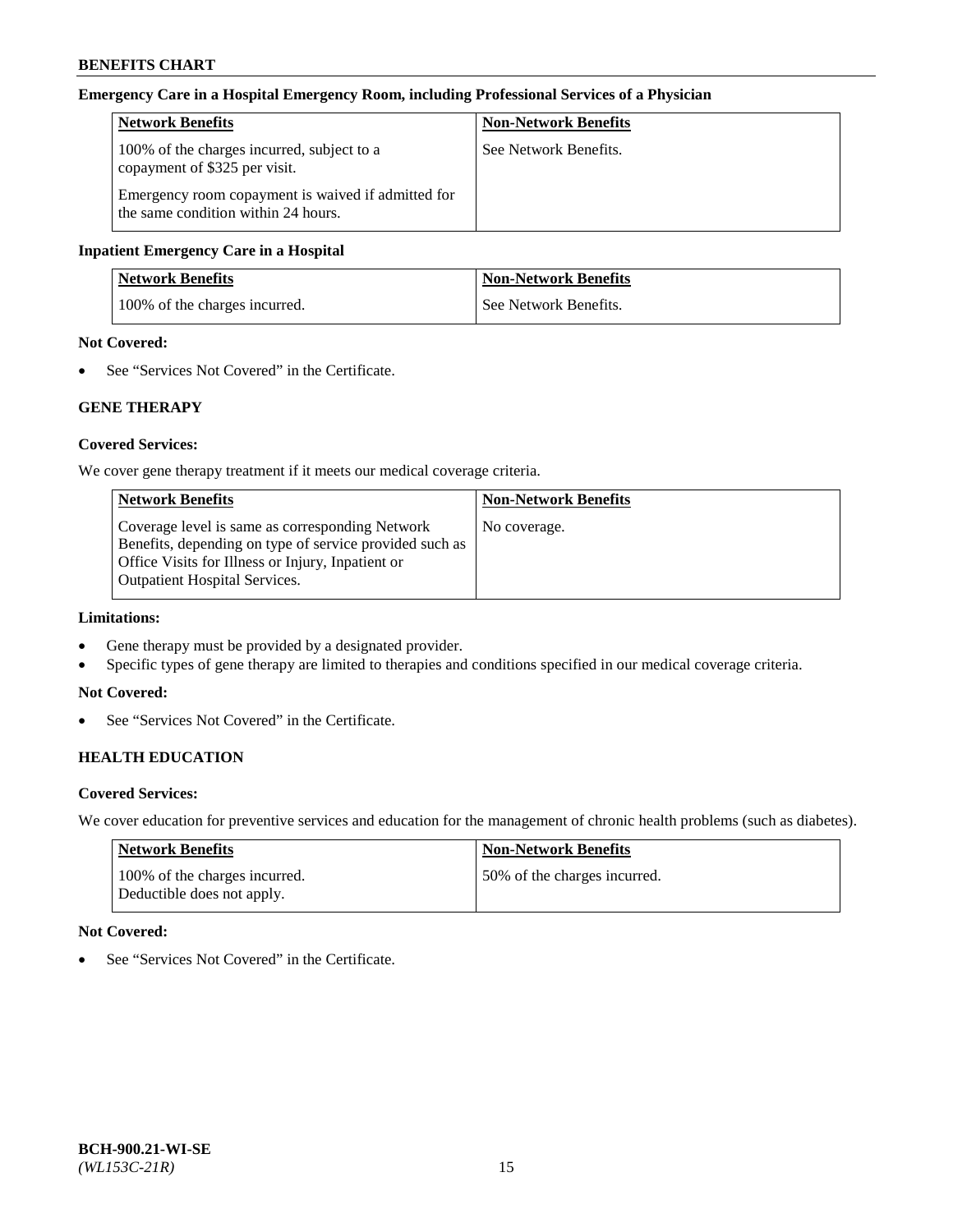#### Emergency Care in a Hospital Emergency Room, including Professional Services of a Physician

| Network Benefits | Non-Network Benefits |
| --- | --- |
| 100% of the charges incurred, subject to a copayment of $325 per visit.<br><br>Emergency room copayment is waived if admitted for the same condition within 24 hours. | See Network Benefits. |

#### Inpatient Emergency Care in a Hospital

| Network Benefits | Non-Network Benefits |
| --- | --- |
| 100% of the charges incurred. | See Network Benefits. |

**Not Covered:**

- See "Services Not Covered" in the Certificate.

### GENE THERAPY

**Covered Services:**

We cover gene therapy treatment if it meets our medical coverage criteria.

| Network Benefits | Non-Network Benefits |
| --- | --- |
| Coverage level is same as corresponding Network Benefits, depending on type of service provided such as Office Visits for Illness or Injury, Inpatient or Outpatient Hospital Services. | No coverage. |

**Limitations:**

- Gene therapy must be provided by a designated provider.
- Specific types of gene therapy are limited to therapies and conditions specified in our medical coverage criteria.

**Not Covered:**

- See "Services Not Covered" in the Certificate.

### HEALTH EDUCATION

**Covered Services:**

We cover education for preventive services and education for the management of chronic health problems (such as diabetes).

| Network Benefits | Non-Network Benefits |
| --- | --- |
| 100% of the charges incurred.<br>Deductible does not apply. | 50% of the charges incurred. |

**Not Covered:**

- See "Services Not Covered" in the Certificate.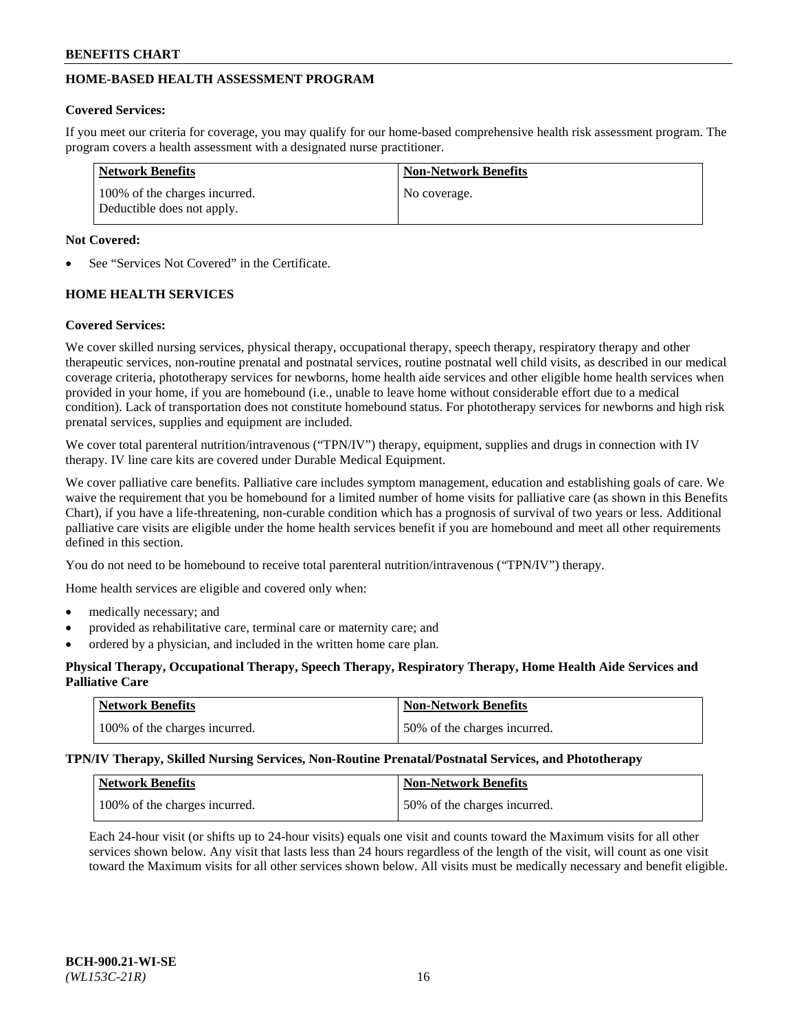## HOME-BASED HEALTH ASSESSMENT PROGRAM

**Covered Services:**

If you meet our criteria for coverage, you may qualify for our home-based comprehensive health risk assessment program. The program covers a health assessment with a designated nurse practitioner.

| Network Benefits | Non-Network Benefits |
|---|---|
| 100% of the charges incurred. Deductible does not apply. | No coverage. |

**Not Covered:**

- See "Services Not Covered" in the Certificate.

## HOME HEALTH SERVICES

**Covered Services:**

We cover skilled nursing services, physical therapy, occupational therapy, speech therapy, respiratory therapy and other therapeutic services, non-routine prenatal and postnatal services, routine postnatal well child visits, as described in our medical coverage criteria, phototherapy services for newborns, home health aide services and other eligible home health services when provided in your home, if you are homebound (i.e., unable to leave home without considerable effort due to a medical condition). Lack of transportation does not constitute homebound status. For phototherapy services for newborns and high risk prenatal services, supplies and equipment are included.

We cover total parenteral nutrition/intravenous ("TPN/IV") therapy, equipment, supplies and drugs in connection with IV therapy. IV line care kits are covered under Durable Medical Equipment.

We cover palliative care benefits. Palliative care includes symptom management, education and establishing goals of care. We waive the requirement that you be homebound for a limited number of home visits for palliative care (as shown in this Benefits Chart), if you have a life-threatening, non-curable condition which has a prognosis of survival of two years or less. Additional palliative care visits are eligible under the home health services benefit if you are homebound and meet all other requirements defined in this section.

You do not need to be homebound to receive total parenteral nutrition/intravenous ("TPN/IV") therapy.

Home health services are eligible and covered only when:

- medically necessary; and
- provided as rehabilitative care, terminal care or maternity care; and
- ordered by a physician, and included in the written home care plan.

**Physical Therapy, Occupational Therapy, Speech Therapy, Respiratory Therapy, Home Health Aide Services and Palliative Care**

| Network Benefits | Non-Network Benefits |
|---|---|
| 100% of the charges incurred. | 50% of the charges incurred. |

**TPN/IV Therapy, Skilled Nursing Services, Non-Routine Prenatal/Postnatal Services, and Phototherapy**

| Network Benefits | Non-Network Benefits |
|---|---|
| 100% of the charges incurred. | 50% of the charges incurred. |

Each 24-hour visit (or shifts up to 24-hour visits) equals one visit and counts toward the Maximum visits for all other services shown below. Any visit that lasts less than 24 hours regardless of the length of the visit, will count as one visit toward the Maximum visits for all other services shown below. All visits must be medically necessary and benefit eligible.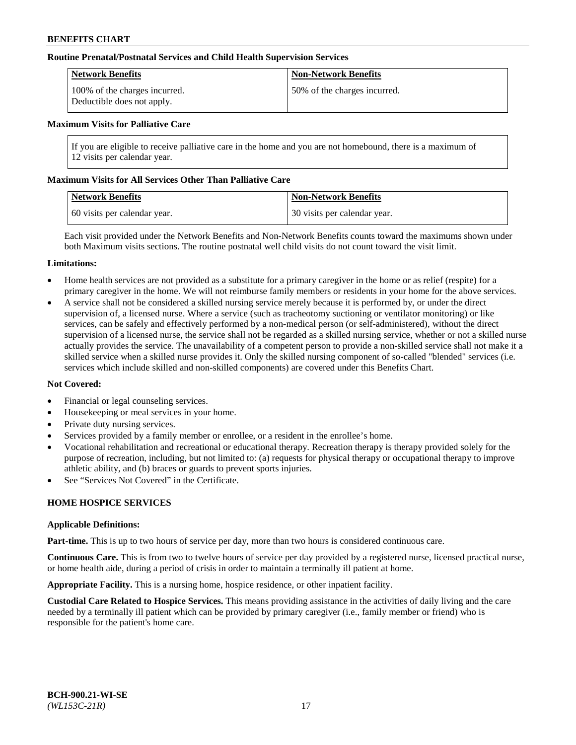**Routine Prenatal/Postnatal Services and Child Health Supervision Services**

| Network Benefits | Non-Network Benefits |
| --- | --- |
| 100% of the charges incurred. Deductible does not apply. | 50% of the charges incurred. |

**Maximum Visits for Palliative Care**

If you are eligible to receive palliative care in the home and you are not homebound, there is a maximum of 12 visits per calendar year.

**Maximum Visits for All Services Other Than Palliative Care**

| Network Benefits | Non-Network Benefits |
| --- | --- |
| 60 visits per calendar year. | 30 visits per calendar year. |

Each visit provided under the Network Benefits and Non-Network Benefits counts toward the maximums shown under both Maximum visits sections. The routine postnatal well child visits do not count toward the visit limit.

**Limitations:**

- Home health services are not provided as a substitute for a primary caregiver in the home or as relief (respite) for a primary caregiver in the home. We will not reimburse family members or residents in your home for the above services.
- A service shall not be considered a skilled nursing service merely because it is performed by, or under the direct supervision of, a licensed nurse. Where a service (such as tracheotomy suctioning or ventilator monitoring) or like services, can be safely and effectively performed by a non-medical person (or self-administered), without the direct supervision of a licensed nurse, the service shall not be regarded as a skilled nursing service, whether or not a skilled nurse actually provides the service. The unavailability of a competent person to provide a non-skilled service shall not make it a skilled service when a skilled nurse provides it. Only the skilled nursing component of so-called "blended" services (i.e. services which include skilled and non-skilled components) are covered under this Benefits Chart.

**Not Covered:**

- Financial or legal counseling services.
- Housekeeping or meal services in your home.
- Private duty nursing services.
- Services provided by a family member or enrollee, or a resident in the enrollee's home.
- Vocational rehabilitation and recreational or educational therapy. Recreation therapy is therapy provided solely for the purpose of recreation, including, but not limited to: (a) requests for physical therapy or occupational therapy to improve athletic ability, and (b) braces or guards to prevent sports injuries.
- See "Services Not Covered" in the Certificate.

**HOME HOSPICE SERVICES**

**Applicable Definitions:**

**Part-time.** This is up to two hours of service per day, more than two hours is considered continuous care.

**Continuous Care.** This is from two to twelve hours of service per day provided by a registered nurse, licensed practical nurse, or home health aide, during a period of crisis in order to maintain a terminally ill patient at home.

**Appropriate Facility.** This is a nursing home, hospice residence, or other inpatient facility.

**Custodial Care Related to Hospice Services.** This means providing assistance in the activities of daily living and the care needed by a terminally ill patient which can be provided by primary caregiver (i.e., family member or friend) who is responsible for the patient's home care.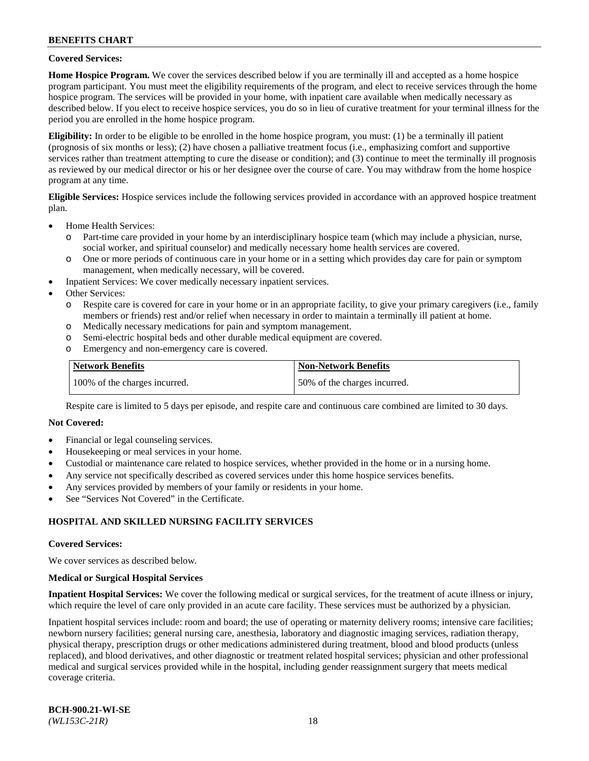**Covered Services:**

**Home Hospice Program.** We cover the services described below if you are terminally ill and accepted as a home hospice program participant. You must meet the eligibility requirements of the program, and elect to receive services through the home hospice program. The services will be provided in your home, with inpatient care available when medically necessary as described below. If you elect to receive hospice services, you do so in lieu of curative treatment for your terminal illness for the period you are enrolled in the home hospice program.

**Eligibility:** In order to be eligible to be enrolled in the home hospice program, you must: (1) be a terminally ill patient (prognosis of six months or less); (2) have chosen a palliative treatment focus (i.e., emphasizing comfort and supportive services rather than treatment attempting to cure the disease or condition); and (3) continue to meet the terminally ill prognosis as reviewed by our medical director or his or her designee over the course of care. You may withdraw from the home hospice program at any time.

**Eligible Services:** Hospice services include the following services provided in accordance with an approved hospice treatment plan.

- Home Health Services:
  - o Part-time care provided in your home by an interdisciplinary hospice team (which may include a physician, nurse, social worker, and spiritual counselor) and medically necessary home health services are covered.
  - o One or more periods of continuous care in your home or in a setting which provides day care for pain or symptom management, when medically necessary, will be covered.
- Inpatient Services: We cover medically necessary inpatient services.
- Other Services:
  - o Respite care is covered for care in your home or in an appropriate facility, to give your primary caregivers (i.e., family members or friends) rest and/or relief when necessary in order to maintain a terminally ill patient at home.
  - o Medically necessary medications for pain and symptom management.
  - o Semi-electric hospital beds and other durable medical equipment are covered.
  - o Emergency and non-emergency care is covered.

| Network Benefits | Non-Network Benefits |
|---|---|
| 100% of the charges incurred. | 50% of the charges incurred. |

Respite care is limited to 5 days per episode, and respite care and continuous care combined are limited to 30 days.

**Not Covered:**

- Financial or legal counseling services.
- Housekeeping or meal services in your home.
- Custodial or maintenance care related to hospice services, whether provided in the home or in a nursing home.
- Any service not specifically described as covered services under this home hospice services benefits.
- Any services provided by members of your family or residents in your home.
- See "Services Not Covered" in the Certificate.

## HOSPITAL AND SKILLED NURSING FACILITY SERVICES

**Covered Services:**

We cover services as described below.

**Medical or Surgical Hospital Services**

**Inpatient Hospital Services:** We cover the following medical or surgical services, for the treatment of acute illness or injury, which require the level of care only provided in an acute care facility. These services must be authorized by a physician.

Inpatient hospital services include: room and board; the use of operating or maternity delivery rooms; intensive care facilities; newborn nursery facilities; general nursing care, anesthesia, laboratory and diagnostic imaging services, radiation therapy, physical therapy, prescription drugs or other medications administered during treatment, blood and blood products (unless replaced), and blood derivatives, and other diagnostic or treatment related hospital services; physician and other professional medical and surgical services provided while in the hospital, including gender reassignment surgery that meets medical coverage criteria.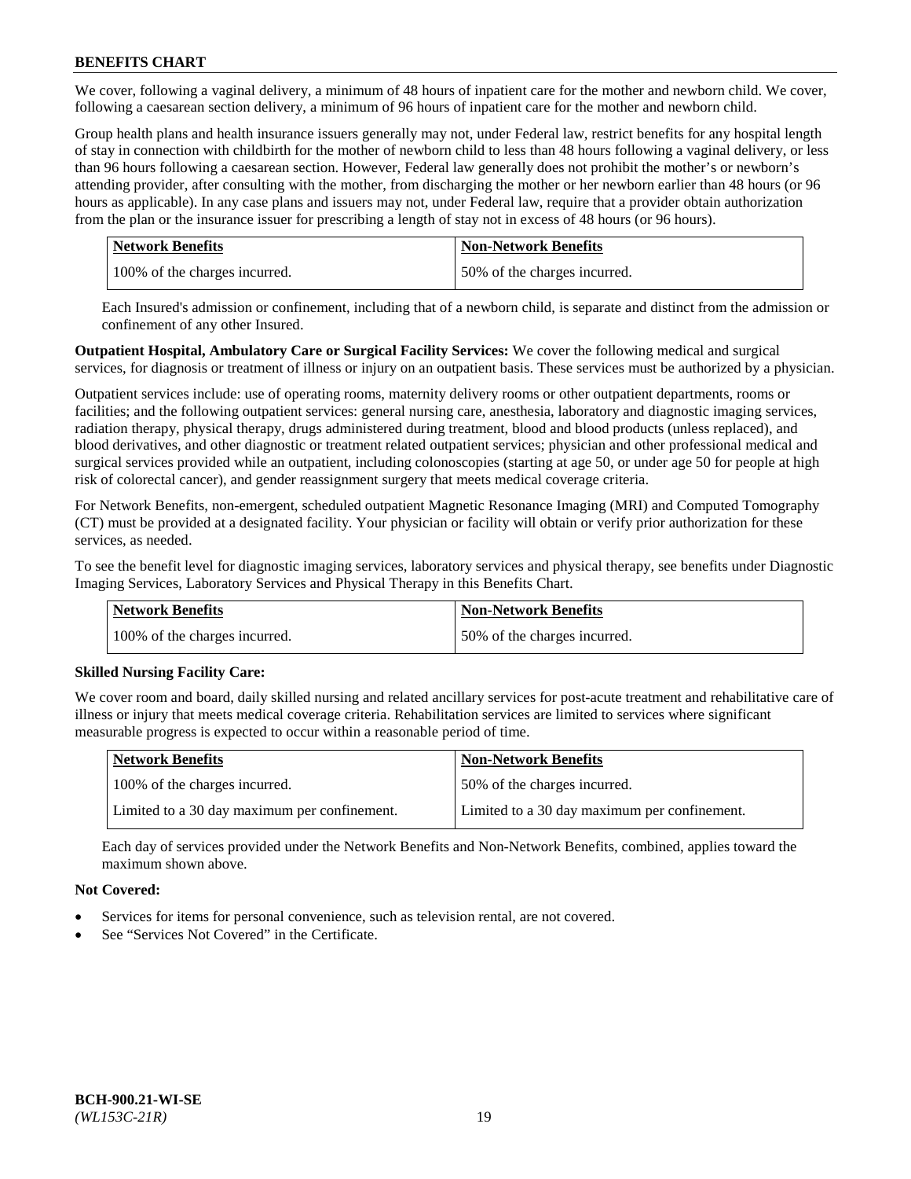We cover, following a vaginal delivery, a minimum of 48 hours of inpatient care for the mother and newborn child. We cover, following a caesarean section delivery, a minimum of 96 hours of inpatient care for the mother and newborn child.

Group health plans and health insurance issuers generally may not, under Federal law, restrict benefits for any hospital length of stay in connection with childbirth for the mother of newborn child to less than 48 hours following a vaginal delivery, or less than 96 hours following a caesarean section. However, Federal law generally does not prohibit the mother's or newborn's attending provider, after consulting with the mother, from discharging the mother or her newborn earlier than 48 hours (or 96 hours as applicable). In any case plans and issuers may not, under Federal law, require that a provider obtain authorization from the plan or the insurance issuer for prescribing a length of stay not in excess of 48 hours (or 96 hours).

| Network Benefits | Non-Network Benefits |
| --- | --- |
| 100% of the charges incurred. | 50% of the charges incurred. |

Each Insured's admission or confinement, including that of a newborn child, is separate and distinct from the admission or confinement of any other Insured.

**Outpatient Hospital, Ambulatory Care or Surgical Facility Services:** We cover the following medical and surgical services, for diagnosis or treatment of illness or injury on an outpatient basis. These services must be authorized by a physician.

Outpatient services include: use of operating rooms, maternity delivery rooms or other outpatient departments, rooms or facilities; and the following outpatient services: general nursing care, anesthesia, laboratory and diagnostic imaging services, radiation therapy, physical therapy, drugs administered during treatment, blood and blood products (unless replaced), and blood derivatives, and other diagnostic or treatment related outpatient services; physician and other professional medical and surgical services provided while an outpatient, including colonoscopies (starting at age 50, or under age 50 for people at high risk of colorectal cancer), and gender reassignment surgery that meets medical coverage criteria.

For Network Benefits, non-emergent, scheduled outpatient Magnetic Resonance Imaging (MRI) and Computed Tomography (CT) must be provided at a designated facility. Your physician or facility will obtain or verify prior authorization for these services, as needed.

To see the benefit level for diagnostic imaging services, laboratory services and physical therapy, see benefits under Diagnostic Imaging Services, Laboratory Services and Physical Therapy in this Benefits Chart.

| Network Benefits | Non-Network Benefits |
| --- | --- |
| 100% of the charges incurred. | 50% of the charges incurred. |

**Skilled Nursing Facility Care:**

We cover room and board, daily skilled nursing and related ancillary services for post-acute treatment and rehabilitative care of illness or injury that meets medical coverage criteria. Rehabilitation services are limited to services where significant measurable progress is expected to occur within a reasonable period of time.

| Network Benefits | Non-Network Benefits |
| --- | --- |
| 100% of the charges incurred. | 50% of the charges incurred. |
| Limited to a 30 day maximum per confinement. | Limited to a 30 day maximum per confinement. |

Each day of services provided under the Network Benefits and Non-Network Benefits, combined, applies toward the maximum shown above.

**Not Covered:**

- Services for items for personal convenience, such as television rental, are not covered.
- See "Services Not Covered" in the Certificate.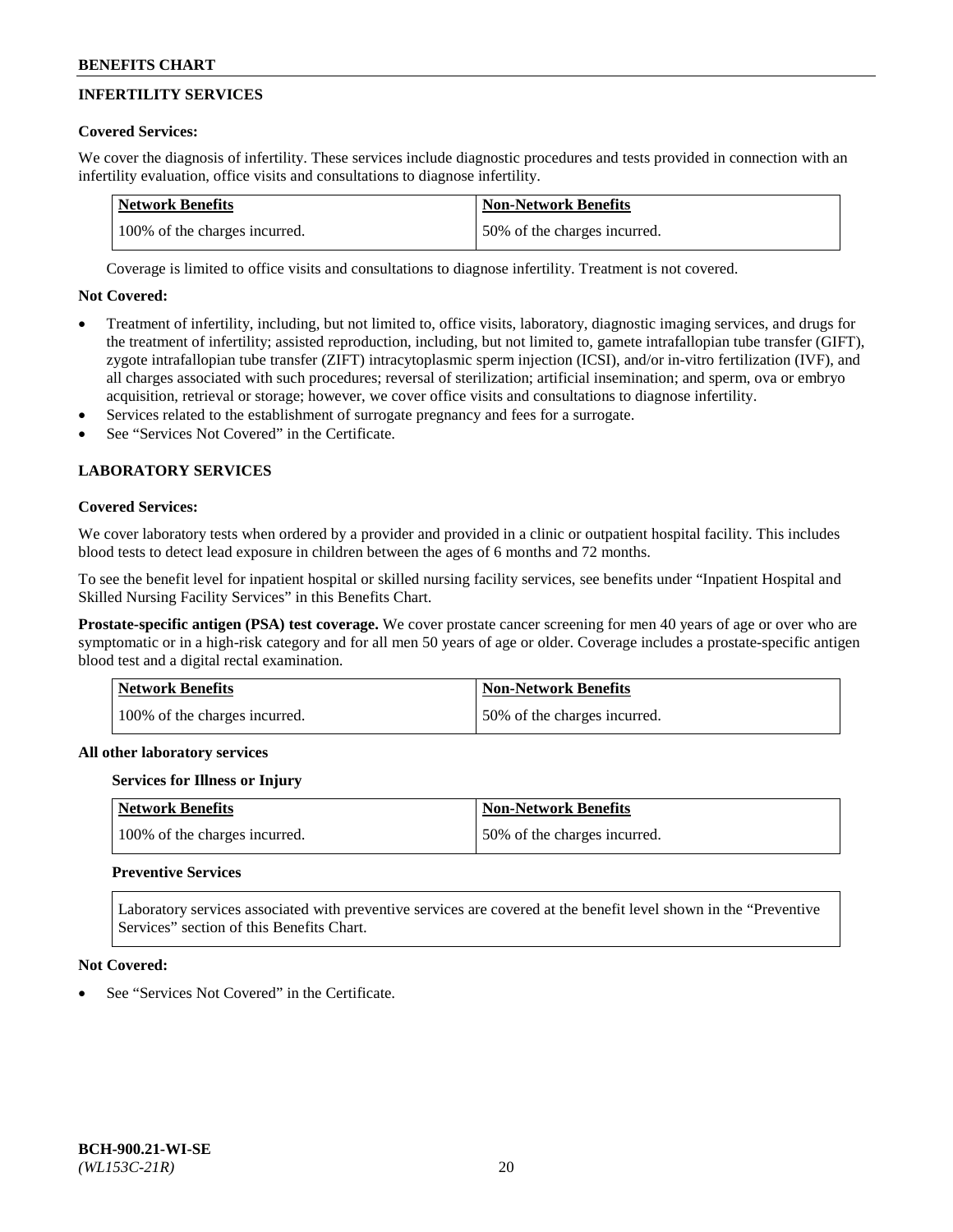## INFERTILITY SERVICES

**Covered Services:**

We cover the diagnosis of infertility. These services include diagnostic procedures and tests provided in connection with an infertility evaluation, office visits and consultations to diagnose infertility.

| Network Benefits | Non-Network Benefits |
|---|---|
| 100% of the charges incurred. | 50% of the charges incurred. |

Coverage is limited to office visits and consultations to diagnose infertility. Treatment is not covered.

**Not Covered:**

- Treatment of infertility, including, but not limited to, office visits, laboratory, diagnostic imaging services, and drugs for the treatment of infertility; assisted reproduction, including, but not limited to, gamete intrafallopian tube transfer (GIFT), zygote intrafallopian tube transfer (ZIFT) intracytoplasmic sperm injection (ICSI), and/or in-vitro fertilization (IVF), and all charges associated with such procedures; reversal of sterilization; artificial insemination; and sperm, ova or embryo acquisition, retrieval or storage; however, we cover office visits and consultations to diagnose infertility.
- Services related to the establishment of surrogate pregnancy and fees for a surrogate.
- See "Services Not Covered" in the Certificate.

## LABORATORY SERVICES

**Covered Services:**

We cover laboratory tests when ordered by a provider and provided in a clinic or outpatient hospital facility. This includes blood tests to detect lead exposure in children between the ages of 6 months and 72 months.

To see the benefit level for inpatient hospital or skilled nursing facility services, see benefits under "Inpatient Hospital and Skilled Nursing Facility Services" in this Benefits Chart.

**Prostate-specific antigen (PSA) test coverage.** We cover prostate cancer screening for men 40 years of age or over who are symptomatic or in a high-risk category and for all men 50 years of age or older. Coverage includes a prostate-specific antigen blood test and a digital rectal examination.

| Network Benefits | Non-Network Benefits |
|---|---|
| 100% of the charges incurred. | 50% of the charges incurred. |

**All other laboratory services**

**Services for Illness or Injury**

| Network Benefits | Non-Network Benefits |
|---|---|
| 100% of the charges incurred. | 50% of the charges incurred. |

**Preventive Services**

Laboratory services associated with preventive services are covered at the benefit level shown in the "Preventive Services" section of this Benefits Chart.

**Not Covered:**

- See "Services Not Covered" in the Certificate.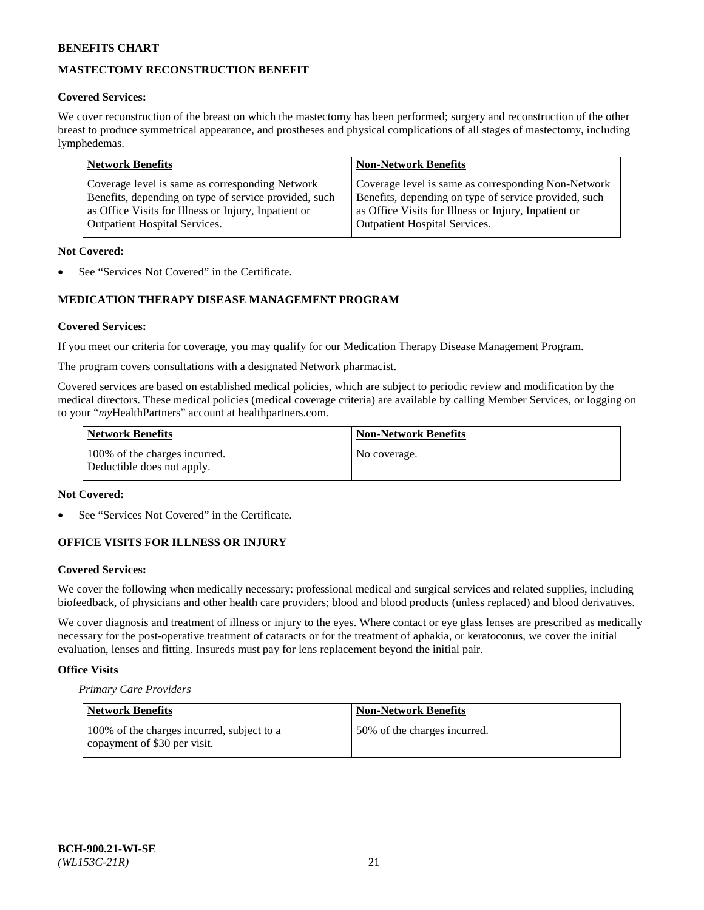## MASTECTOMY RECONSTRUCTION BENEFIT

**Covered Services:**

We cover reconstruction of the breast on which the mastectomy has been performed; surgery and reconstruction of the other breast to produce symmetrical appearance, and prostheses and physical complications of all stages of mastectomy, including lymphedemas.

| Network Benefits | Non-Network Benefits |
|---|---|
| Coverage level is same as corresponding Network Benefits, depending on type of service provided, such as Office Visits for Illness or Injury, Inpatient or Outpatient Hospital Services. | Coverage level is same as corresponding Non-Network Benefits, depending on type of service provided, such as Office Visits for Illness or Injury, Inpatient or Outpatient Hospital Services. |

**Not Covered:**

- See "Services Not Covered" in the Certificate.

## MEDICATION THERAPY DISEASE MANAGEMENT PROGRAM

**Covered Services:**

If you meet our criteria for coverage, you may qualify for our Medication Therapy Disease Management Program.

The program covers consultations with a designated Network pharmacist.

Covered services are based on established medical policies, which are subject to periodic review and modification by the medical directors. These medical policies (medical coverage criteria) are available by calling Member Services, or logging on to your "*my*HealthPartners" account at healthpartners.com.

| Network Benefits | Non-Network Benefits |
|---|---|
| 100% of the charges incurred. Deductible does not apply. | No coverage. |

**Not Covered:**

- See "Services Not Covered" in the Certificate.

## OFFICE VISITS FOR ILLNESS OR INJURY

**Covered Services:**

We cover the following when medically necessary: professional medical and surgical services and related supplies, including biofeedback, of physicians and other health care providers; blood and blood products (unless replaced) and blood derivatives.

We cover diagnosis and treatment of illness or injury to the eyes. Where contact or eye glass lenses are prescribed as medically necessary for the post-operative treatment of cataracts or for the treatment of aphakia, or keratoconus, we cover the initial evaluation, lenses and fitting. Insureds must pay for lens replacement beyond the initial pair.

**Office Visits**

*Primary Care Providers*

| Network Benefits | Non-Network Benefits |
|---|---|
| 100% of the charges incurred, subject to a copayment of $30 per visit. | 50% of the charges incurred. |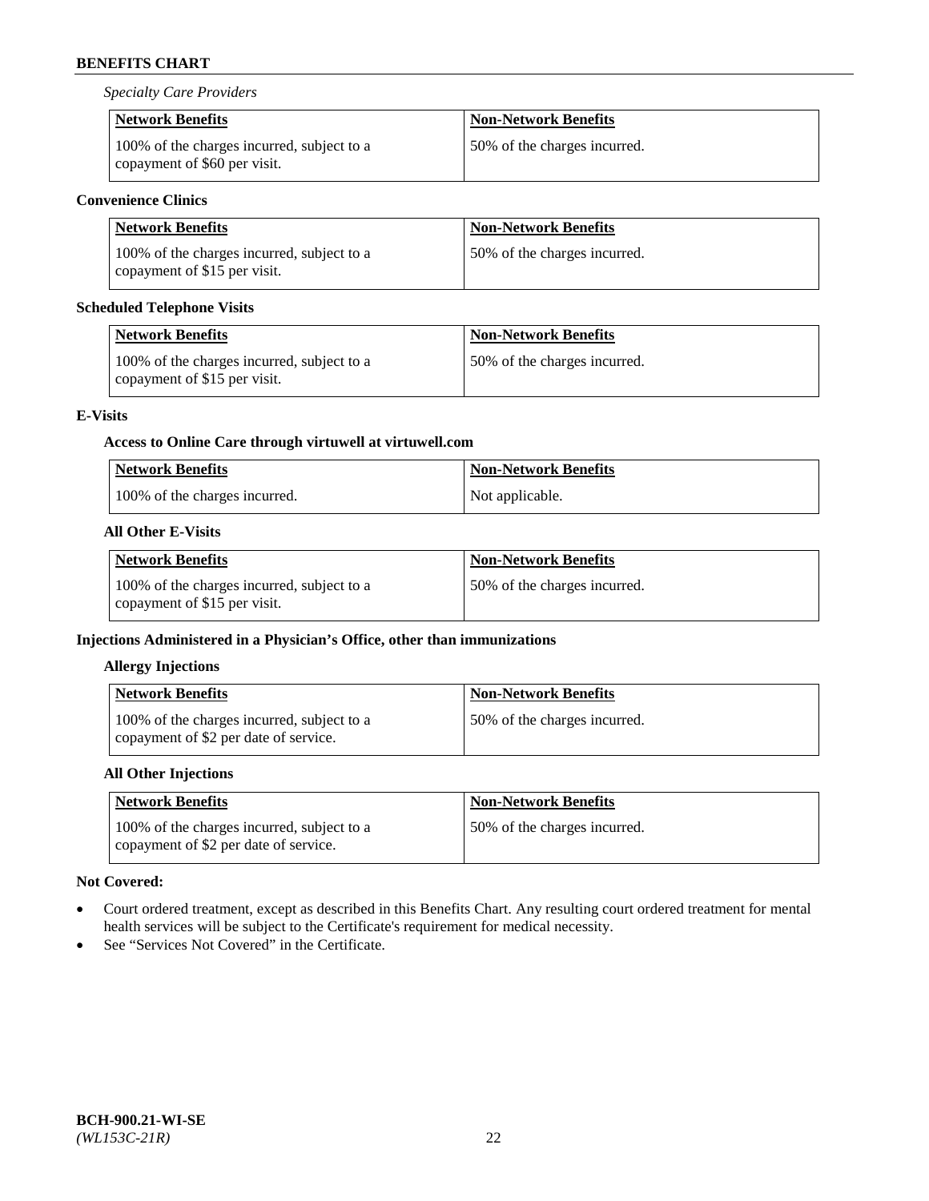*Specialty Care Providers*

| Network Benefits | Non-Network Benefits |
| --- | --- |
| 100% of the charges incurred, subject to a copayment of $60 per visit. | 50% of the charges incurred. |

**Convenience Clinics**

| Network Benefits | Non-Network Benefits |
| --- | --- |
| 100% of the charges incurred, subject to a copayment of $15 per visit. | 50% of the charges incurred. |

**Scheduled Telephone Visits**

| Network Benefits | Non-Network Benefits |
| --- | --- |
| 100% of the charges incurred, subject to a copayment of $15 per visit. | 50% of the charges incurred. |

**E-Visits**

**Access to Online Care through virtuwell at virtuwell.com**

| Network Benefits | Non-Network Benefits |
| --- | --- |
| 100% of the charges incurred. | Not applicable. |

**All Other E-Visits**

| Network Benefits | Non-Network Benefits |
| --- | --- |
| 100% of the charges incurred, subject to a copayment of $15 per visit. | 50% of the charges incurred. |

**Injections Administered in a Physician's Office, other than immunizations**

**Allergy Injections**

| Network Benefits | Non-Network Benefits |
| --- | --- |
| 100% of the charges incurred, subject to a copayment of $2 per date of service. | 50% of the charges incurred. |

**All Other Injections**

| Network Benefits | Non-Network Benefits |
| --- | --- |
| 100% of the charges incurred, subject to a copayment of $2 per date of service. | 50% of the charges incurred. |

**Not Covered:**

- Court ordered treatment, except as described in this Benefits Chart. Any resulting court ordered treatment for mental health services will be subject to the Certificate's requirement for medical necessity.
- See "Services Not Covered" in the Certificate.

**BCH-900.21-WI-SE**
*(WL153C-21R)*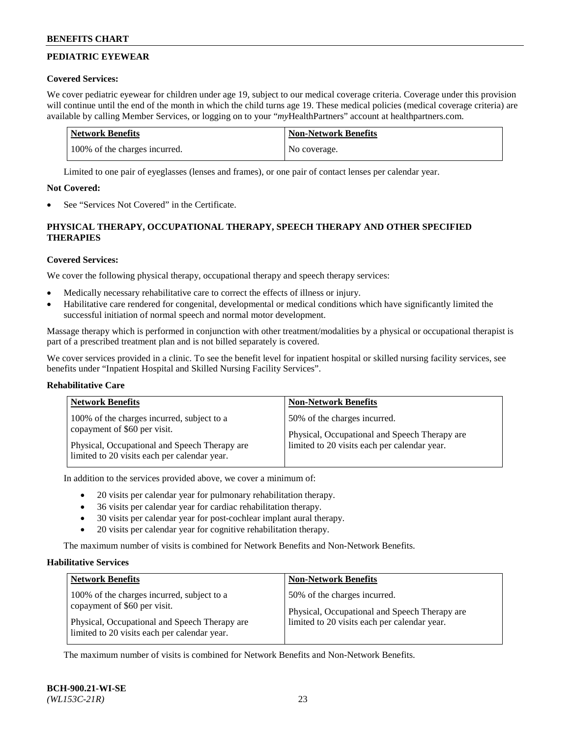## PEDIATRIC EYEWEAR

**Covered Services:**

We cover pediatric eyewear for children under age 19, subject to our medical coverage criteria. Coverage under this provision will continue until the end of the month in which the child turns age 19. These medical policies (medical coverage criteria) are available by calling Member Services, or logging on to your "*my*HealthPartners" account at healthpartners.com.

| Network Benefits | Non-Network Benefits |
| --- | --- |
| 100% of the charges incurred. | No coverage. |

Limited to one pair of eyeglasses (lenses and frames), or one pair of contact lenses per calendar year.

**Not Covered:**

- See "Services Not Covered" in the Certificate.

## PHYSICAL THERAPY, OCCUPATIONAL THERAPY, SPEECH THERAPY AND OTHER SPECIFIED THERAPIES

**Covered Services:**

We cover the following physical therapy, occupational therapy and speech therapy services:

- Medically necessary rehabilitative care to correct the effects of illness or injury.
- Habilitative care rendered for congenital, developmental or medical conditions which have significantly limited the successful initiation of normal speech and normal motor development.

Massage therapy which is performed in conjunction with other treatment/modalities by a physical or occupational therapist is part of a prescribed treatment plan and is not billed separately is covered.

We cover services provided in a clinic. To see the benefit level for inpatient hospital or skilled nursing facility services, see benefits under "Inpatient Hospital and Skilled Nursing Facility Services".

**Rehabilitative Care**

| Network Benefits | Non-Network Benefits |
| --- | --- |
| 100% of the charges incurred, subject to a copayment of $60 per visit.<br><br>Physical, Occupational and Speech Therapy are limited to 20 visits each per calendar year. | 50% of the charges incurred.<br><br>Physical, Occupational and Speech Therapy are limited to 20 visits each per calendar year. |

In addition to the services provided above, we cover a minimum of:

- 20 visits per calendar year for pulmonary rehabilitation therapy.
- 36 visits per calendar year for cardiac rehabilitation therapy.
- 30 visits per calendar year for post-cochlear implant aural therapy.
- 20 visits per calendar year for cognitive rehabilitation therapy.

The maximum number of visits is combined for Network Benefits and Non-Network Benefits.

**Habilitative Services**

| Network Benefits | Non-Network Benefits |
| --- | --- |
| 100% of the charges incurred, subject to a copayment of $60 per visit.<br><br>Physical, Occupational and Speech Therapy are limited to 20 visits each per calendar year. | 50% of the charges incurred.<br><br>Physical, Occupational and Speech Therapy are limited to 20 visits each per calendar year. |

The maximum number of visits is combined for Network Benefits and Non-Network Benefits.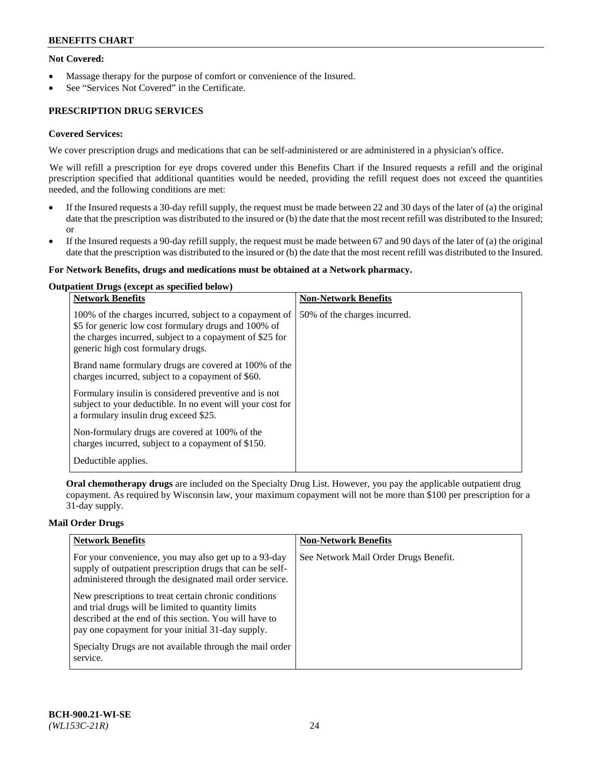**Not Covered:**

- Massage therapy for the purpose of comfort or convenience of the Insured.
- See "Services Not Covered" in the Certificate.

**PRESCRIPTION DRUG SERVICES**

**Covered Services:**

We cover prescription drugs and medications that can be self-administered or are administered in a physician's office.

We will refill a prescription for eye drops covered under this Benefits Chart if the Insured requests a refill and the original prescription specified that additional quantities would be needed, providing the refill request does not exceed the quantities needed, and the following conditions are met:

- If the Insured requests a 30-day refill supply, the request must be made between 22 and 30 days of the later of (a) the original date that the prescription was distributed to the insured or (b) the date that the most recent refill was distributed to the Insured; or
- If the Insured requests a 90-day refill supply, the request must be made between 67 and 90 days of the later of (a) the original date that the prescription was distributed to the insured or (b) the date that the most recent refill was distributed to the Insured.

**For Network Benefits, drugs and medications must be obtained at a Network pharmacy.**

**Outpatient Drugs (except as specified below)**

| Network Benefits | Non-Network Benefits |
|---|---|
| 100% of the charges incurred, subject to a copayment of \$5 for generic low cost formulary drugs and 100% of the charges incurred, subject to a copayment of \$25 for generic high cost formulary drugs.<br><br>Brand name formulary drugs are covered at 100% of the charges incurred, subject to a copayment of \$60.<br><br>Formulary insulin is considered preventive and is not subject to your deductible. In no event will your cost for a formulary insulin drug exceed \$25.<br><br>Non-formulary drugs are covered at 100% of the charges incurred, subject to a copayment of \$150.<br><br>Deductible applies. | 50% of the charges incurred. |

**Oral chemotherapy drugs** are included on the Specialty Drug List. However, you pay the applicable outpatient drug copayment. As required by Wisconsin law, your maximum copayment will not be more than \$100 per prescription for a 31-day supply.

**Mail Order Drugs**

| Network Benefits | Non-Network Benefits |
|---|---|
| For your convenience, you may also get up to a 93-day supply of outpatient prescription drugs that can be self-administered through the designated mail order service.<br><br>New prescriptions to treat certain chronic conditions and trial drugs will be limited to quantity limits described at the end of this section. You will have to pay one copayment for your initial 31-day supply.<br><br>Specialty Drugs are not available through the mail order service. | See Network Mail Order Drugs Benefit. |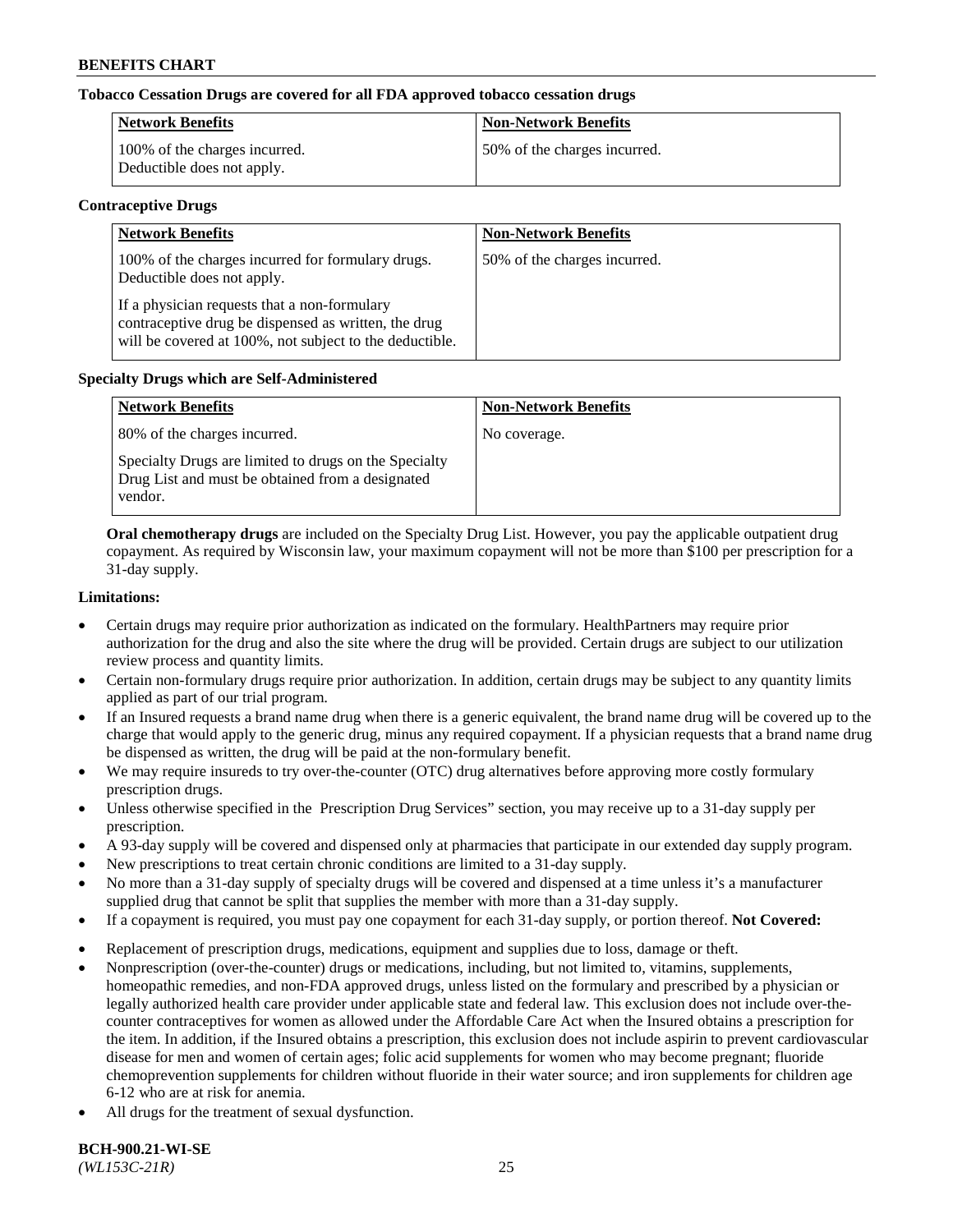**Tobacco Cessation Drugs are covered for all FDA approved tobacco cessation drugs**

| Network Benefits | Non-Network Benefits |
| --- | --- |
| 100% of the charges incurred. Deductible does not apply. | 50% of the charges incurred. |

**Contraceptive Drugs**

| Network Benefits | Non-Network Benefits |
| --- | --- |
| 100% of the charges incurred for formulary drugs. Deductible does not apply.<br><br>If a physician requests that a non-formulary contraceptive drug be dispensed as written, the drug will be covered at 100%, not subject to the deductible. | 50% of the charges incurred. |

**Specialty Drugs which are Self-Administered**

| Network Benefits | Non-Network Benefits |
| --- | --- |
| 80% of the charges incurred.<br><br>Specialty Drugs are limited to drugs on the Specialty Drug List and must be obtained from a designated vendor. | No coverage. |

**Oral chemotherapy drugs** are included on the Specialty Drug List. However, you pay the applicable outpatient drug copayment. As required by Wisconsin law, your maximum copayment will not be more than $100 per prescription for a 31-day supply.

**Limitations:**

- Certain drugs may require prior authorization as indicated on the formulary. HealthPartners may require prior authorization for the drug and also the site where the drug will be provided. Certain drugs are subject to our utilization review process and quantity limits.
- Certain non-formulary drugs require prior authorization. In addition, certain drugs may be subject to any quantity limits applied as part of our trial program.
- If an Insured requests a brand name drug when there is a generic equivalent, the brand name drug will be covered up to the charge that would apply to the generic drug, minus any required copayment. If a physician requests that a brand name drug be dispensed as written, the drug will be paid at the non-formulary benefit.
- We may require insureds to try over-the-counter (OTC) drug alternatives before approving more costly formulary prescription drugs.
- Unless otherwise specified in the Prescription Drug Services" section, you may receive up to a 31-day supply per prescription.
- A 93-day supply will be covered and dispensed only at pharmacies that participate in our extended day supply program.
- New prescriptions to treat certain chronic conditions are limited to a 31-day supply.
- No more than a 31-day supply of specialty drugs will be covered and dispensed at a time unless it's a manufacturer supplied drug that cannot be split that supplies the member with more than a 31-day supply.
- If a copayment is required, you must pay one copayment for each 31-day supply, or portion thereof.

**Not Covered:**

- Replacement of prescription drugs, medications, equipment and supplies due to loss, damage or theft.
- Nonprescription (over-the-counter) drugs or medications, including, but not limited to, vitamins, supplements, homeopathic remedies, and non-FDA approved drugs, unless listed on the formulary and prescribed by a physician or legally authorized health care provider under applicable state and federal law. This exclusion does not include over-the-counter contraceptives for women as allowed under the Affordable Care Act when the Insured obtains a prescription for the item. In addition, if the Insured obtains a prescription, this exclusion does not include aspirin to prevent cardiovascular disease for men and women of certain ages; folic acid supplements for women who may become pregnant; fluoride chemoprevention supplements for children without fluoride in their water source; and iron supplements for children age 6-12 who are at risk for anemia.
- All drugs for the treatment of sexual dysfunction.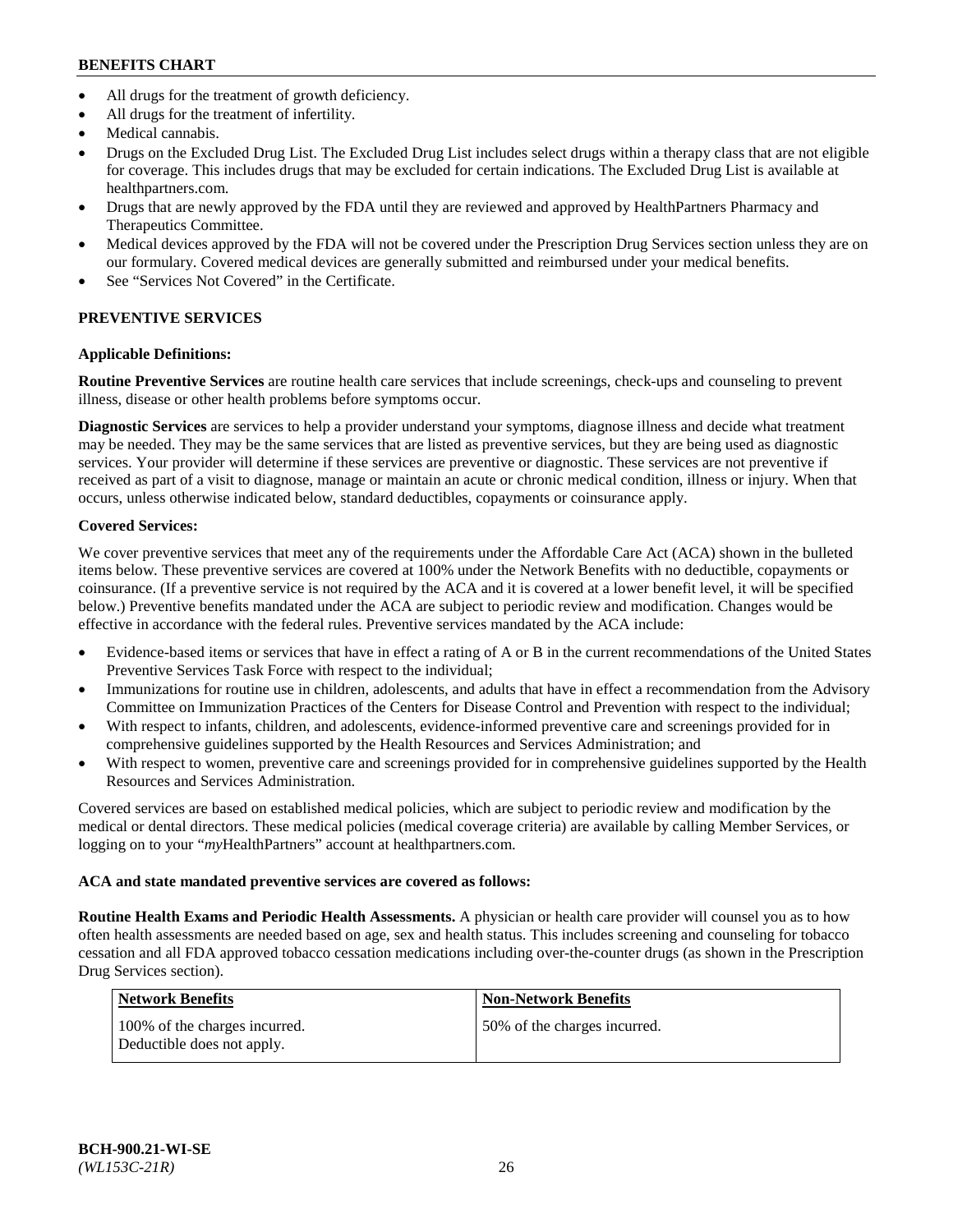- All drugs for the treatment of growth deficiency.
- All drugs for the treatment of infertility.
- Medical cannabis.
- Drugs on the Excluded Drug List. The Excluded Drug List includes select drugs within a therapy class that are not eligible for coverage. This includes drugs that may be excluded for certain indications. The Excluded Drug List is available at healthpartners.com.
- Drugs that are newly approved by the FDA until they are reviewed and approved by HealthPartners Pharmacy and Therapeutics Committee.
- Medical devices approved by the FDA will not be covered under the Prescription Drug Services section unless they are on our formulary. Covered medical devices are generally submitted and reimbursed under your medical benefits.
- See "Services Not Covered" in the Certificate.

## PREVENTIVE SERVICES

### Applicable Definitions:

**Routine Preventive Services** are routine health care services that include screenings, check-ups and counseling to prevent illness, disease or other health problems before symptoms occur.

**Diagnostic Services** are services to help a provider understand your symptoms, diagnose illness and decide what treatment may be needed. They may be the same services that are listed as preventive services, but they are being used as diagnostic services. Your provider will determine if these services are preventive or diagnostic. These services are not preventive if received as part of a visit to diagnose, manage or maintain an acute or chronic medical condition, illness or injury. When that occurs, unless otherwise indicated below, standard deductibles, copayments or coinsurance apply.

### Covered Services:

We cover preventive services that meet any of the requirements under the Affordable Care Act (ACA) shown in the bulleted items below. These preventive services are covered at 100% under the Network Benefits with no deductible, copayments or coinsurance. (If a preventive service is not required by the ACA and it is covered at a lower benefit level, it will be specified below.) Preventive benefits mandated under the ACA are subject to periodic review and modification. Changes would be effective in accordance with the federal rules. Preventive services mandated by the ACA include:

- Evidence-based items or services that have in effect a rating of A or B in the current recommendations of the United States Preventive Services Task Force with respect to the individual;
- Immunizations for routine use in children, adolescents, and adults that have in effect a recommendation from the Advisory Committee on Immunization Practices of the Centers for Disease Control and Prevention with respect to the individual;
- With respect to infants, children, and adolescents, evidence-informed preventive care and screenings provided for in comprehensive guidelines supported by the Health Resources and Services Administration; and
- With respect to women, preventive care and screenings provided for in comprehensive guidelines supported by the Health Resources and Services Administration.

Covered services are based on established medical policies, which are subject to periodic review and modification by the medical or dental directors. These medical policies (medical coverage criteria) are available by calling Member Services, or logging on to your "*my*HealthPartners" account at healthpartners.com.

**ACA and state mandated preventive services are covered as follows:**

**Routine Health Exams and Periodic Health Assessments.** A physician or health care provider will counsel you as to how often health assessments are needed based on age, sex and health status. This includes screening and counseling for tobacco cessation and all FDA approved tobacco cessation medications including over-the-counter drugs (as shown in the Prescription Drug Services section).

| Network Benefits | Non-Network Benefits |
| --- | --- |
| 100% of the charges incurred. Deductible does not apply. | 50% of the charges incurred. |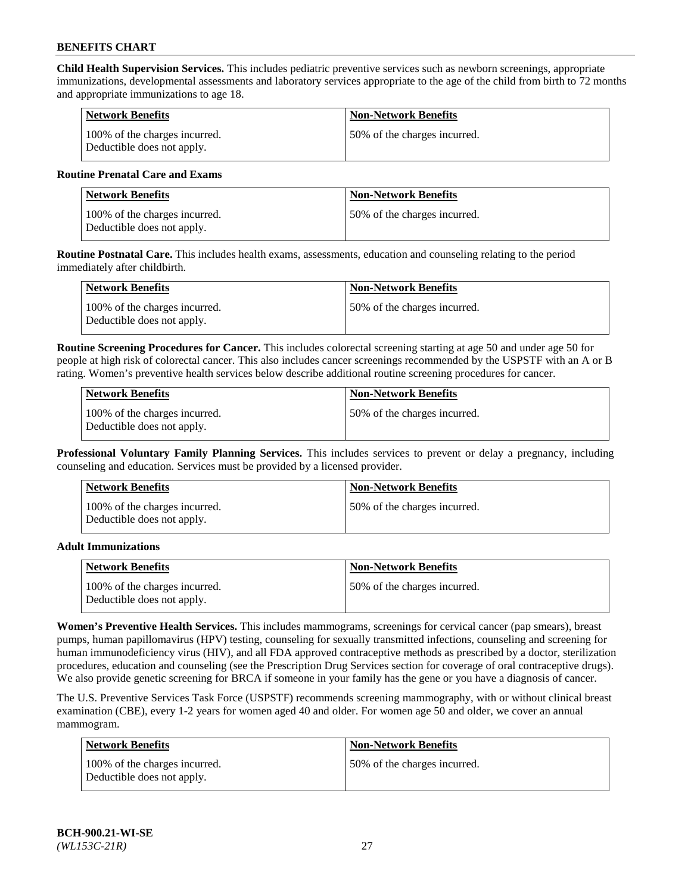**Child Health Supervision Services.** This includes pediatric preventive services such as newborn screenings, appropriate immunizations, developmental assessments and laboratory services appropriate to the age of the child from birth to 72 months and appropriate immunizations to age 18.

| Network Benefits | Non-Network Benefits |
| --- | --- |
| 100% of the charges incurred. Deductible does not apply. | 50% of the charges incurred. |

**Routine Prenatal Care and Exams**

| Network Benefits | Non-Network Benefits |
| --- | --- |
| 100% of the charges incurred. Deductible does not apply. | 50% of the charges incurred. |

**Routine Postnatal Care.** This includes health exams, assessments, education and counseling relating to the period immediately after childbirth.

| Network Benefits | Non-Network Benefits |
| --- | --- |
| 100% of the charges incurred. Deductible does not apply. | 50% of the charges incurred. |

**Routine Screening Procedures for Cancer.** This includes colorectal screening starting at age 50 and under age 50 for people at high risk of colorectal cancer. This also includes cancer screenings recommended by the USPSTF with an A or B rating. Women's preventive health services below describe additional routine screening procedures for cancer.

| Network Benefits | Non-Network Benefits |
| --- | --- |
| 100% of the charges incurred. Deductible does not apply. | 50% of the charges incurred. |

**Professional Voluntary Family Planning Services.** This includes services to prevent or delay a pregnancy, including counseling and education. Services must be provided by a licensed provider.

| Network Benefits | Non-Network Benefits |
| --- | --- |
| 100% of the charges incurred. Deductible does not apply. | 50% of the charges incurred. |

**Adult Immunizations**

| Network Benefits | Non-Network Benefits |
| --- | --- |
| 100% of the charges incurred. Deductible does not apply. | 50% of the charges incurred. |

**Women's Preventive Health Services.** This includes mammograms, screenings for cervical cancer (pap smears), breast pumps, human papillomavirus (HPV) testing, counseling for sexually transmitted infections, counseling and screening for human immunodeficiency virus (HIV), and all FDA approved contraceptive methods as prescribed by a doctor, sterilization procedures, education and counseling (see the Prescription Drug Services section for coverage of oral contraceptive drugs). We also provide genetic screening for BRCA if someone in your family has the gene or you have a diagnosis of cancer.

The U.S. Preventive Services Task Force (USPSTF) recommends screening mammography, with or without clinical breast examination (CBE), every 1-2 years for women aged 40 and older. For women age 50 and older, we cover an annual mammogram.

| Network Benefits | Non-Network Benefits |
| --- | --- |
| 100% of the charges incurred. Deductible does not apply. | 50% of the charges incurred. |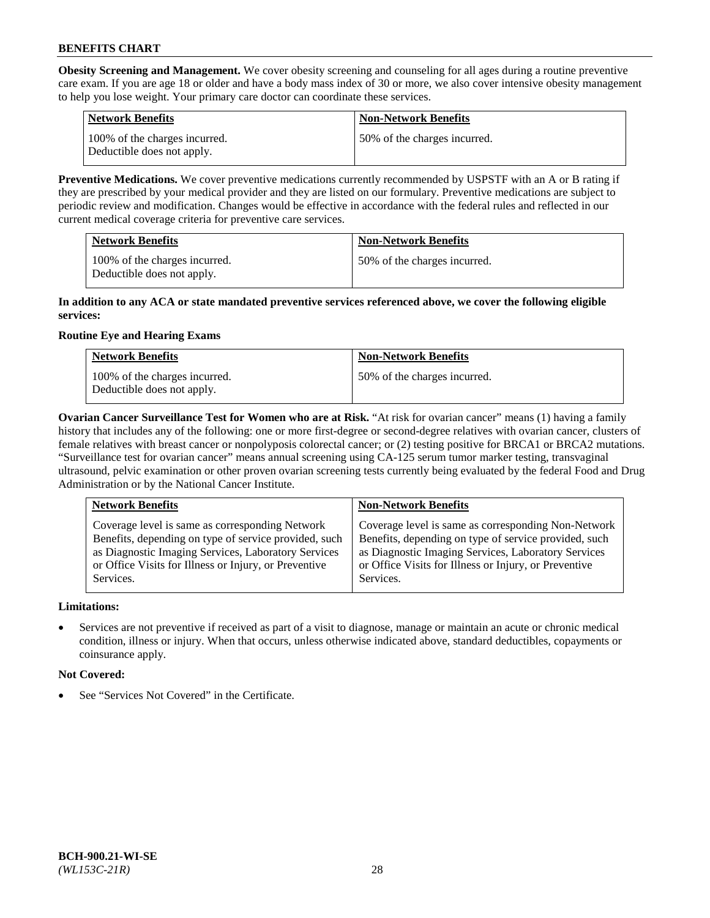**Obesity Screening and Management.** We cover obesity screening and counseling for all ages during a routine preventive care exam. If you are age 18 or older and have a body mass index of 30 or more, we also cover intensive obesity management to help you lose weight. Your primary care doctor can coordinate these services.

| Network Benefits | Non-Network Benefits |
| --- | --- |
| 100% of the charges incurred. Deductible does not apply. | 50% of the charges incurred. |

**Preventive Medications.** We cover preventive medications currently recommended by USPSTF with an A or B rating if they are prescribed by your medical provider and they are listed on our formulary. Preventive medications are subject to periodic review and modification. Changes would be effective in accordance with the federal rules and reflected in our current medical coverage criteria for preventive care services.

| Network Benefits | Non-Network Benefits |
| --- | --- |
| 100% of the charges incurred. Deductible does not apply. | 50% of the charges incurred. |

**In addition to any ACA or state mandated preventive services referenced above, we cover the following eligible services:**

**Routine Eye and Hearing Exams**

| Network Benefits | Non-Network Benefits |
| --- | --- |
| 100% of the charges incurred. Deductible does not apply. | 50% of the charges incurred. |

**Ovarian Cancer Surveillance Test for Women who are at Risk.** "At risk for ovarian cancer" means (1) having a family history that includes any of the following: one or more first-degree or second-degree relatives with ovarian cancer, clusters of female relatives with breast cancer or nonpolyposis colorectal cancer; or (2) testing positive for BRCA1 or BRCA2 mutations. "Surveillance test for ovarian cancer" means annual screening using CA-125 serum tumor marker testing, transvaginal ultrasound, pelvic examination or other proven ovarian screening tests currently being evaluated by the federal Food and Drug Administration or by the National Cancer Institute.

| Network Benefits | Non-Network Benefits |
| --- | --- |
| Coverage level is same as corresponding Network Benefits, depending on type of service provided, such as Diagnostic Imaging Services, Laboratory Services or Office Visits for Illness or Injury, or Preventive Services. | Coverage level is same as corresponding Non-Network Benefits, depending on type of service provided, such as Diagnostic Imaging Services, Laboratory Services or Office Visits for Illness or Injury, or Preventive Services. |

**Limitations:**

- Services are not preventive if received as part of a visit to diagnose, manage or maintain an acute or chronic medical condition, illness or injury. When that occurs, unless otherwise indicated above, standard deductibles, copayments or coinsurance apply.

**Not Covered:**

- See "Services Not Covered" in the Certificate.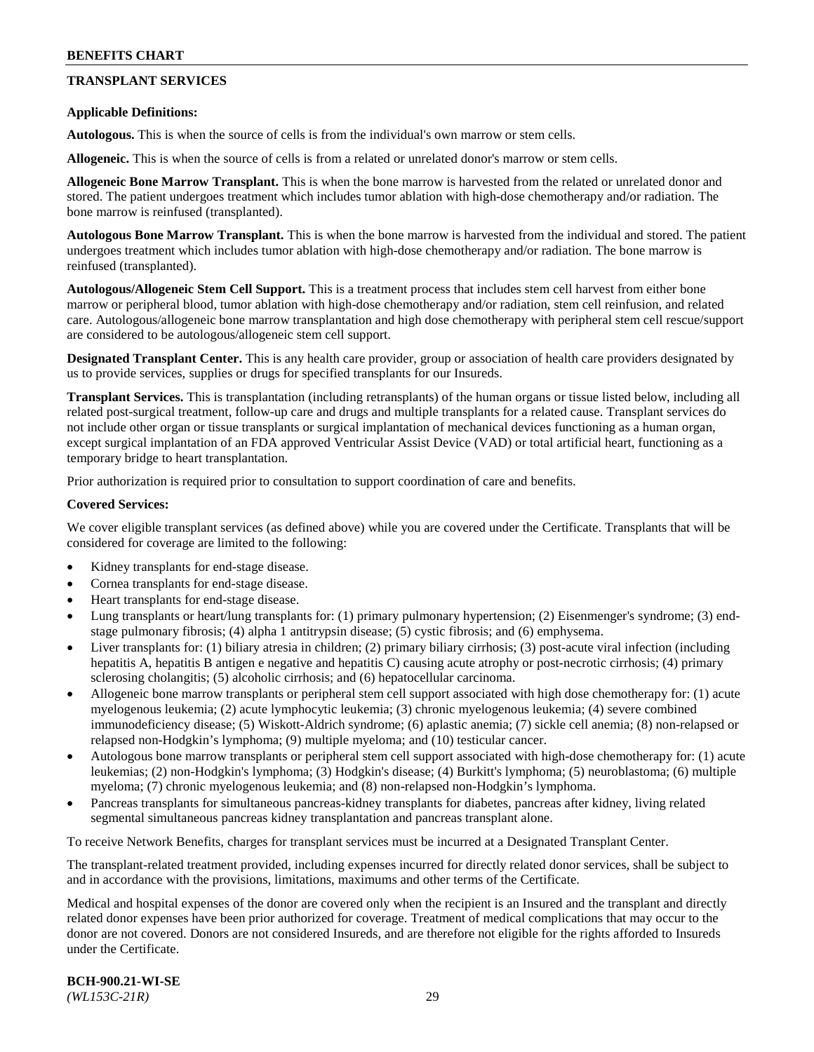## TRANSPLANT SERVICES

**Applicable Definitions:**

**Autologous.** This is when the source of cells is from the individual's own marrow or stem cells.

**Allogeneic.** This is when the source of cells is from a related or unrelated donor's marrow or stem cells.

**Allogeneic Bone Marrow Transplant.** This is when the bone marrow is harvested from the related or unrelated donor and stored. The patient undergoes treatment which includes tumor ablation with high-dose chemotherapy and/or radiation. The bone marrow is reinfused (transplanted).

**Autologous Bone Marrow Transplant.** This is when the bone marrow is harvested from the individual and stored. The patient undergoes treatment which includes tumor ablation with high-dose chemotherapy and/or radiation. The bone marrow is reinfused (transplanted).

**Autologous/Allogeneic Stem Cell Support.** This is a treatment process that includes stem cell harvest from either bone marrow or peripheral blood, tumor ablation with high-dose chemotherapy and/or radiation, stem cell reinfusion, and related care. Autologous/allogeneic bone marrow transplantation and high dose chemotherapy with peripheral stem cell rescue/support are considered to be autologous/allogeneic stem cell support.

**Designated Transplant Center.** This is any health care provider, group or association of health care providers designated by us to provide services, supplies or drugs for specified transplants for our Insureds.

**Transplant Services.** This is transplantation (including retransplants) of the human organs or tissue listed below, including all related post-surgical treatment, follow-up care and drugs and multiple transplants for a related cause. Transplant services do not include other organ or tissue transplants or surgical implantation of mechanical devices functioning as a human organ, except surgical implantation of an FDA approved Ventricular Assist Device (VAD) or total artificial heart, functioning as a temporary bridge to heart transplantation.

Prior authorization is required prior to consultation to support coordination of care and benefits.

**Covered Services:**

We cover eligible transplant services (as defined above) while you are covered under the Certificate. Transplants that will be considered for coverage are limited to the following:

- Kidney transplants for end-stage disease.
- Cornea transplants for end-stage disease.
- Heart transplants for end-stage disease.
- Lung transplants or heart/lung transplants for: (1) primary pulmonary hypertension; (2) Eisenmenger's syndrome; (3) end-stage pulmonary fibrosis; (4) alpha 1 antitrypsin disease; (5) cystic fibrosis; and (6) emphysema.
- Liver transplants for: (1) biliary atresia in children; (2) primary biliary cirrhosis; (3) post-acute viral infection (including hepatitis A, hepatitis B antigen e negative and hepatitis C) causing acute atrophy or post-necrotic cirrhosis; (4) primary sclerosing cholangitis; (5) alcoholic cirrhosis; and (6) hepatocellular carcinoma.
- Allogeneic bone marrow transplants or peripheral stem cell support associated with high dose chemotherapy for: (1) acute myelogenous leukemia; (2) acute lymphocytic leukemia; (3) chronic myelogenous leukemia; (4) severe combined immunodeficiency disease; (5) Wiskott-Aldrich syndrome; (6) aplastic anemia; (7) sickle cell anemia; (8) non-relapsed or relapsed non-Hodgkin's lymphoma; (9) multiple myeloma; and (10) testicular cancer.
- Autologous bone marrow transplants or peripheral stem cell support associated with high-dose chemotherapy for: (1) acute leukemias; (2) non-Hodgkin's lymphoma; (3) Hodgkin's disease; (4) Burkitt's lymphoma; (5) neuroblastoma; (6) multiple myeloma; (7) chronic myelogenous leukemia; and (8) non-relapsed non-Hodgkin's lymphoma.
- Pancreas transplants for simultaneous pancreas-kidney transplants for diabetes, pancreas after kidney, living related segmental simultaneous pancreas kidney transplantation and pancreas transplant alone.

To receive Network Benefits, charges for transplant services must be incurred at a Designated Transplant Center.

The transplant-related treatment provided, including expenses incurred for directly related donor services, shall be subject to and in accordance with the provisions, limitations, maximums and other terms of the Certificate.

Medical and hospital expenses of the donor are covered only when the recipient is an Insured and the transplant and directly related donor expenses have been prior authorized for coverage. Treatment of medical complications that may occur to the donor are not covered. Donors are not considered Insureds, and are therefore not eligible for the rights afforded to Insureds under the Certificate.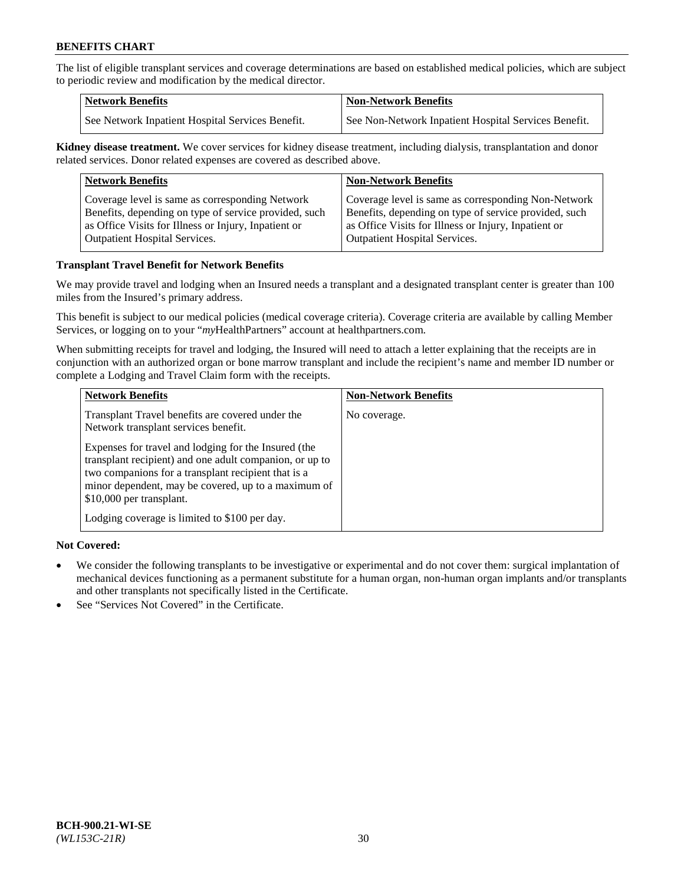The list of eligible transplant services and coverage determinations are based on established medical policies, which are subject to periodic review and modification by the medical director.

| Network Benefits | Non-Network Benefits |
|---|---|
| See Network Inpatient Hospital Services Benefit. | See Non-Network Inpatient Hospital Services Benefit. |

**Kidney disease treatment.** We cover services for kidney disease treatment, including dialysis, transplantation and donor related services. Donor related expenses are covered as described above.

| Network Benefits | Non-Network Benefits |
|---|---|
| Coverage level is same as corresponding Network Benefits, depending on type of service provided, such as Office Visits for Illness or Injury, Inpatient or Outpatient Hospital Services. | Coverage level is same as corresponding Non-Network Benefits, depending on type of service provided, such as Office Visits for Illness or Injury, Inpatient or Outpatient Hospital Services. |

**Transplant Travel Benefit for Network Benefits**

We may provide travel and lodging when an Insured needs a transplant and a designated transplant center is greater than 100 miles from the Insured's primary address.

This benefit is subject to our medical policies (medical coverage criteria). Coverage criteria are available by calling Member Services, or logging on to your "*my*HealthPartners" account at healthpartners.com.

When submitting receipts for travel and lodging, the Insured will need to attach a letter explaining that the receipts are in conjunction with an authorized organ or bone marrow transplant and include the recipient's name and member ID number or complete a Lodging and Travel Claim form with the receipts.

| Network Benefits | Non-Network Benefits |
|---|---|
| Transplant Travel benefits are covered under the Network transplant services benefit.<br><br>Expenses for travel and lodging for the Insured (the transplant recipient) and one adult companion, or up to two companions for a transplant recipient that is a minor dependent, may be covered, up to a maximum of $10,000 per transplant.<br><br>Lodging coverage is limited to $100 per day. | No coverage. |

**Not Covered:**

- We consider the following transplants to be investigative or experimental and do not cover them: surgical implantation of mechanical devices functioning as a permanent substitute for a human organ, non-human organ implants and/or transplants and other transplants not specifically listed in the Certificate.
- See "Services Not Covered" in the Certificate.

**BCH-900.21-WI-SE**
*(WL153C-21R)*